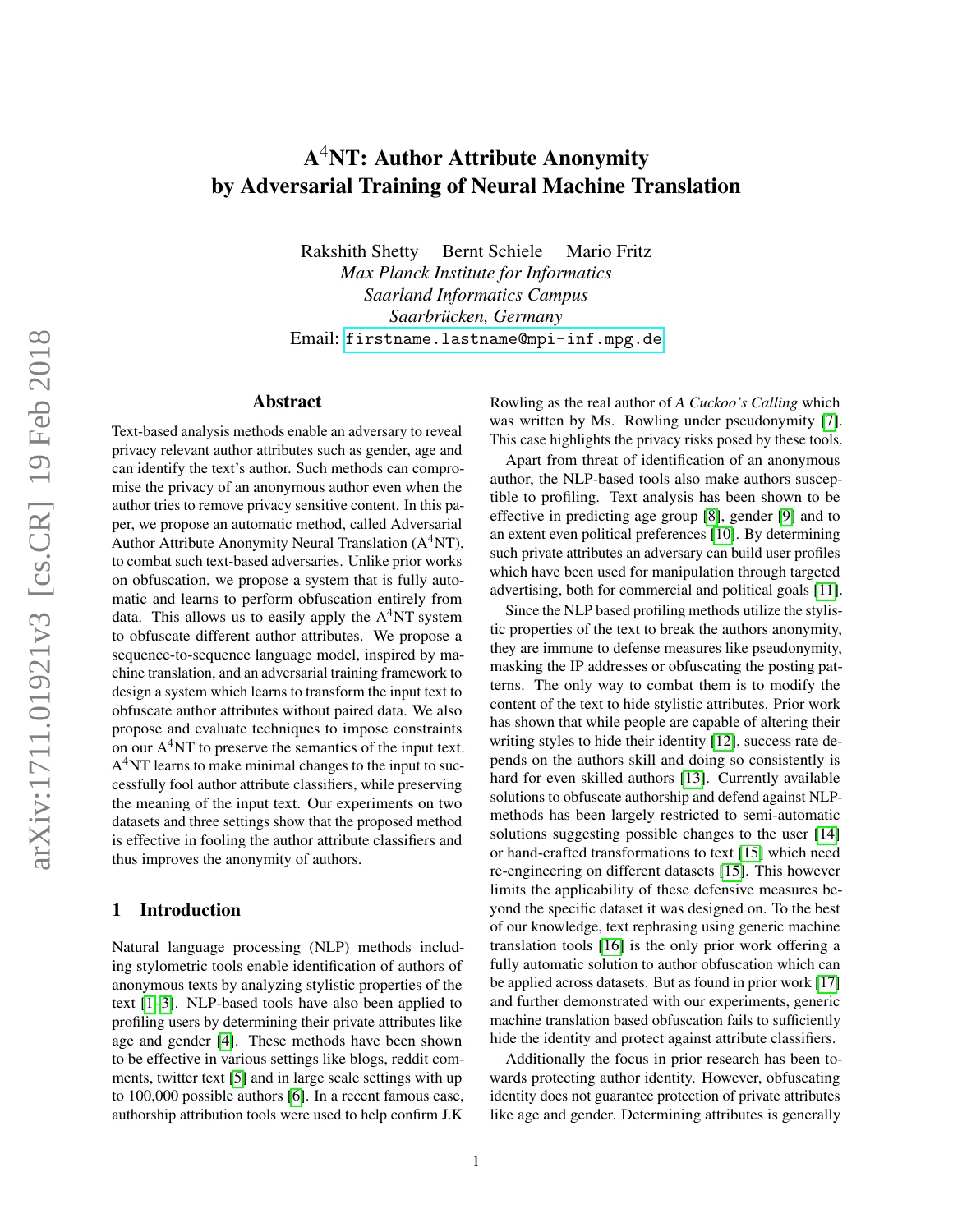# A$^4$NT: Author Attribute Anonymity by Adversarial Training of Neural Machine Translation

Rakshith Shetty     Bernt Schiele     Mario Fritz

*Max Planck Institute for Informatics*
*Saarland Informatics Campus*
*Saarbrücken, Germany*
Email: firstname.lastname@mpi-inf.mpg.de

## Abstract

Text-based analysis methods enable an adversary to reveal privacy relevant author attributes such as gender, age and can identify the text's author. Such methods can compromise the privacy of an anonymous author even when the author tries to remove privacy sensitive content. In this paper, we propose an automatic method, called Adversarial Author Attribute Anonymity Neural Translation (A$^4$NT), to combat such text-based adversaries. Unlike prior works on obfuscation, we propose a system that is fully automatic and learns to perform obfuscation entirely from data. This allows us to easily apply the A$^4$NT system to obfuscate different author attributes. We propose a sequence-to-sequence language model, inspired by machine translation, and an adversarial training framework to design a system which learns to transform the input text to obfuscate author attributes without paired data. We also propose and evaluate techniques to impose constraints on our A$^4$NT to preserve the semantics of the input text. A$^4$NT learns to make minimal changes to the input to successfully fool author attribute classifiers, while preserving the meaning of the input text. Our experiments on two datasets and three settings show that the proposed method is effective in fooling the author attribute classifiers and thus improves the anonymity of authors.

## 1 Introduction

Natural language processing (NLP) methods including stylometric tools enable identification of authors of anonymous texts by analyzing stylistic properties of the text [1–3]. NLP-based tools have also been applied to profiling users by determining their private attributes like age and gender [4]. These methods have been shown to be effective in various settings like blogs, reddit comments, twitter text [5] and in large scale settings with up to 100,000 possible authors [6]. In a recent famous case, authorship attribution tools were used to help confirm J.K Rowling as the real author of *A Cuckoo's Calling* which was written by Ms. Rowling under pseudonymity [7]. This case highlights the privacy risks posed by these tools.

Apart from threat of identification of an anonymous author, the NLP-based tools also make authors susceptible to profiling. Text analysis has been shown to be effective in predicting age group [8], gender [9] and to an extent even political preferences [10]. By determining such private attributes an adversary can build user profiles which have been used for manipulation through targeted advertising, both for commercial and political goals [11].

Since the NLP based profiling methods utilize the stylistic properties of the text to break the authors anonymity, they are immune to defense measures like pseudonymity, masking the IP addresses or obfuscating the posting patterns. The only way to combat them is to modify the content of the text to hide stylistic attributes. Prior work has shown that while people are capable of altering their writing styles to hide their identity [12], success rate depends on the authors skill and doing so consistently is hard for even skilled authors [13]. Currently available solutions to obfuscate authorship and defend against NLP-methods has been largely restricted to semi-automatic solutions suggesting possible changes to the user [14] or hand-crafted transformations to text [15] which need re-engineering on different datasets [15]. This however limits the applicability of these defensive measures beyond the specific dataset it was designed on. To the best of our knowledge, text rephrasing using generic machine translation tools [16] is the only prior work offering a fully automatic solution to author obfuscation which can be applied across datasets. But as found in prior work [17] and further demonstrated with our experiments, generic machine translation based obfuscation fails to sufficiently hide the identity and protect against attribute classifiers.

Additionally the focus in prior research has been towards protecting author identity. However, obfuscating identity does not guarantee protection of private attributes like age and gender. Determining attributes is generally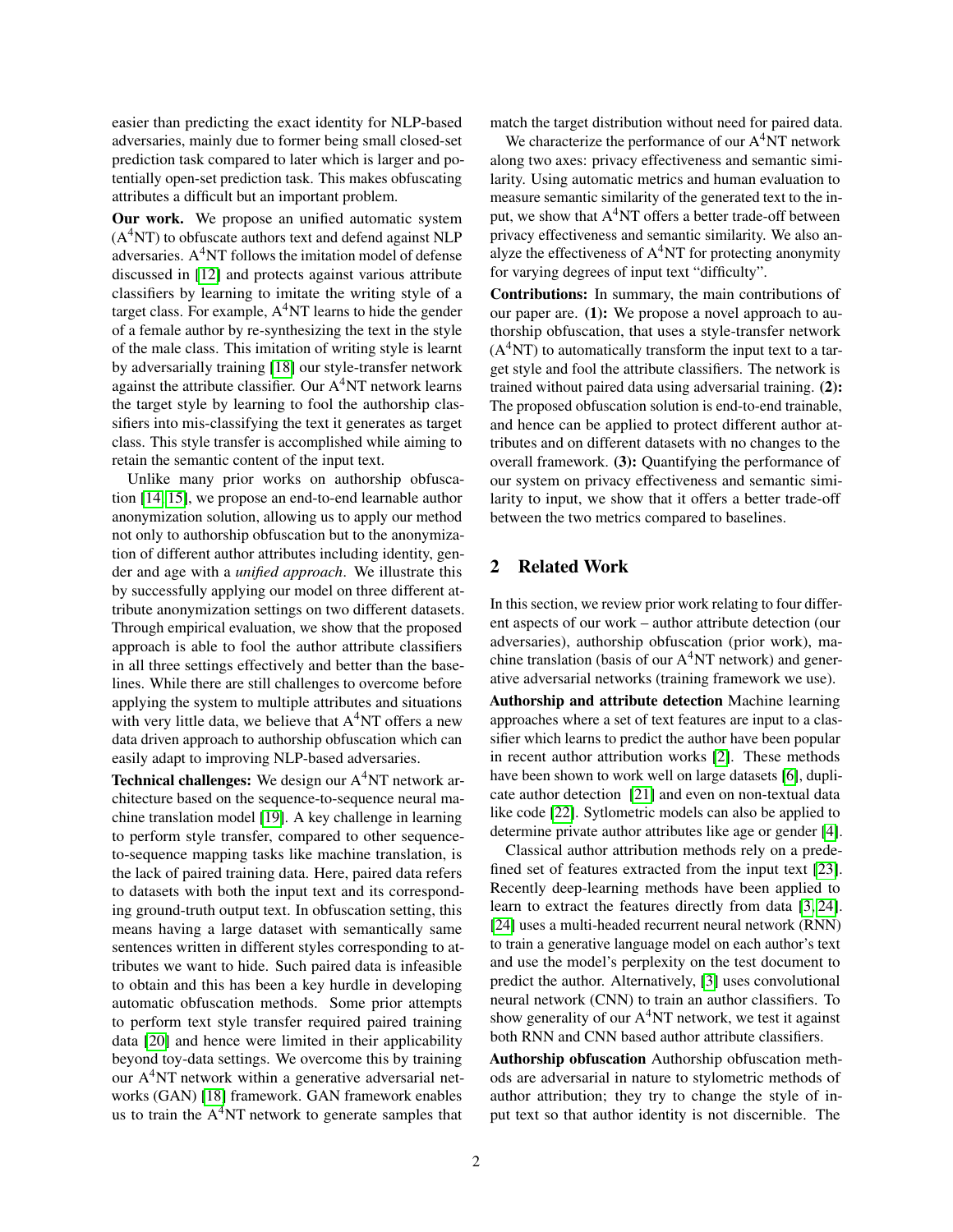easier than predicting the exact identity for NLP-based adversaries, mainly due to former being small closed-set prediction task compared to later which is larger and potentially open-set prediction task. This makes obfuscating attributes a difficult but an important problem.

**Our work.** We propose an unified automatic system ($A^4$NT) to obfuscate authors text and defend against NLP adversaries. $A^4$NT follows the imitation model of defense discussed in [12] and protects against various attribute classifiers by learning to imitate the writing style of a target class. For example, $A^4$NT learns to hide the gender of a female author by re-synthesizing the text in the style of the male class. This imitation of writing style is learnt by adversarially training [18] our style-transfer network against the attribute classifier. Our $A^4$NT network learns the target style by learning to fool the authorship classifiers into mis-classifying the text it generates as target class. This style transfer is accomplished while aiming to retain the semantic content of the input text.

Unlike many prior works on authorship obfuscation [14, 15], we propose an end-to-end learnable author anonymization solution, allowing us to apply our method not only to authorship obfuscation but to the anonymization of different author attributes including identity, gender and age with a *unified approach*. We illustrate this by successfully applying our model on three different attribute anonymization settings on two different datasets. Through empirical evaluation, we show that the proposed approach is able to fool the author attribute classifiers in all three settings effectively and better than the baselines. While there are still challenges to overcome before applying the system to multiple attributes and situations with very little data, we believe that $A^4$NT offers a new data driven approach to authorship obfuscation which can easily adapt to improving NLP-based adversaries.

**Technical challenges:** We design our $A^4$NT network architecture based on the sequence-to-sequence neural machine translation model [19]. A key challenge in learning to perform style transfer, compared to other sequence-to-sequence mapping tasks like machine translation, is the lack of paired training data. Here, paired data refers to datasets with both the input text and its corresponding ground-truth output text. In obfuscation setting, this means having a large dataset with semantically same sentences written in different styles corresponding to attributes we want to hide. Such paired data is infeasible to obtain and this has been a key hurdle in developing automatic obfuscation methods. Some prior attempts to perform text style transfer required paired training data [20] and hence were limited in their applicability beyond toy-data settings. We overcome this by training our $A^4$NT network within a generative adversarial networks (GAN) [18] framework. GAN framework enables us to train the $A^4$NT network to generate samples that match the target distribution without need for paired data.

We characterize the performance of our $A^4$NT network along two axes: privacy effectiveness and semantic similarity. Using automatic metrics and human evaluation to measure semantic similarity of the generated text to the input, we show that $A^4$NT offers a better trade-off between privacy effectiveness and semantic similarity. We also analyze the effectiveness of $A^4$NT for protecting anonymity for varying degrees of input text "difficulty".

**Contributions:** In summary, the main contributions of our paper are. **(1):** We propose a novel approach to authorship obfuscation, that uses a style-transfer network ($A^4$NT) to automatically transform the input text to a target style and fool the attribute classifiers. The network is trained without paired data using adversarial training. **(2):** The proposed obfuscation solution is end-to-end trainable, and hence can be applied to protect different author attributes and on different datasets with no changes to the overall framework. **(3):** Quantifying the performance of our system on privacy effectiveness and semantic similarity to input, we show that it offers a better trade-off between the two metrics compared to baselines.

## 2 Related Work

In this section, we review prior work relating to four different aspects of our work – author attribute detection (our adversaries), authorship obfuscation (prior work), machine translation (basis of our $A^4$NT network) and generative adversarial networks (training framework we use).

**Authorship and attribute detection** Machine learning approaches where a set of text features are input to a classifier which learns to predict the author have been popular in recent author attribution works [2]. These methods have been shown to work well on large datasets [6], duplicate author detection [21] and even on non-textual data like code [22]. Sylometric models can also be applied to determine private author attributes like age or gender [4].

Classical author attribution methods rely on a predefined set of features extracted from the input text [23]. Recently deep-learning methods have been applied to learn to extract the features directly from data [3, 24]. [24] uses a multi-headed recurrent neural network (RNN) to train a generative language model on each author's text and use the model's perplexity on the test document to predict the author. Alternatively, [3] uses convolutional neural network (CNN) to train an author classifiers. To show generality of our $A^4$NT network, we test it against both RNN and CNN based author attribute classifiers.

**Authorship obfuscation** Authorship obfuscation methods are adversarial in nature to stylometric methods of author attribution; they try to change the style of input text so that author identity is not discernible. The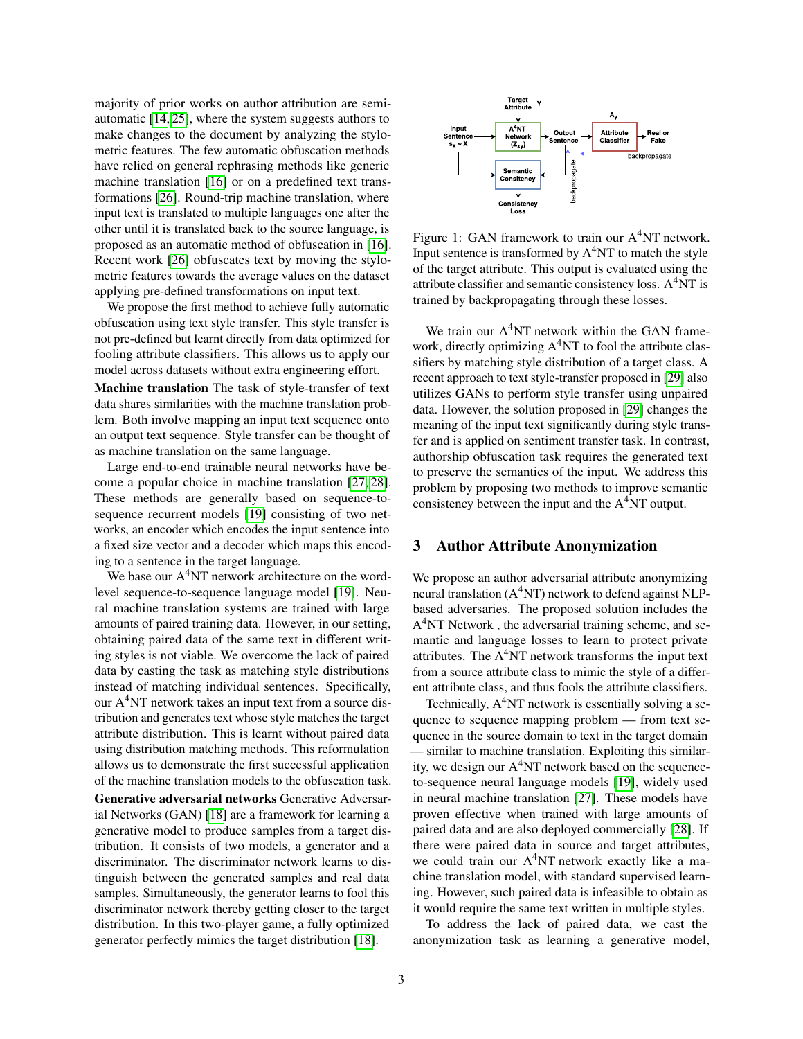majority of prior works on author attribution are semi-automatic [14, 25], where the system suggests authors to make changes to the document by analyzing the stylometric features. The few automatic obfuscation methods have relied on general rephrasing methods like generic machine translation [16] or on a predefined text transformations [26]. Round-trip machine translation, where input text is translated to multiple languages one after the other until it is translated back to the source language, is proposed as an automatic method of obfuscation in [16]. Recent work [26] obfuscates text by moving the stylometric features towards the average values on the dataset applying pre-defined transformations on input text.

We propose the first method to achieve fully automatic obfuscation using text style transfer. This style transfer is not pre-defined but learnt directly from data optimized for fooling attribute classifiers. This allows us to apply our model across datasets without extra engineering effort.

**Machine translation** The task of style-transfer of text data shares similarities with the machine translation problem. Both involve mapping an input text sequence onto an output text sequence. Style transfer can be thought of as machine translation on the same language.

Large end-to-end trainable neural networks have become a popular choice in machine translation [27, 28]. These methods are generally based on sequence-to-sequence recurrent models [19] consisting of two networks, an encoder which encodes the input sentence into a fixed size vector and a decoder which maps this encoding to a sentence in the target language.

We base our A$^4$NT network architecture on the word-level sequence-to-sequence language model [19]. Neural machine translation systems are trained with large amounts of paired training data. However, in our setting, obtaining paired data of the same text in different writing styles is not viable. We overcome the lack of paired data by casting the task as matching style distributions instead of matching individual sentences. Specifically, our A$^4$NT network takes an input text from a source distribution and generates text whose style matches the target attribute distribution. This is learnt without paired data using distribution matching methods. This reformulation allows us to demonstrate the first successful application of the machine translation models to the obfuscation task.

**Generative adversarial networks** Generative Adversarial Networks (GAN) [18] are a framework for learning a generative model to produce samples from a target distribution. It consists of two models, a generator and a discriminator. The discriminator network learns to distinguish between the generated samples and real data samples. Simultaneously, the generator learns to fool this discriminator network thereby getting closer to the target distribution. In this two-player game, a fully optimized generator perfectly mimics the target distribution [18].

Figure 1: GAN framework to train our A$^4$NT network. Input sentence is transformed by A$^4$NT to match the style of the target attribute. This output is evaluated using the attribute classifier and semantic consistency loss. A$^4$NT is trained by backpropagating through these losses.

We train our A$^4$NT network within the GAN framework, directly optimizing A$^4$NT to fool the attribute classifiers by matching style distribution of a target class. A recent approach to text style-transfer proposed in [29] also utilizes GANs to perform style transfer using unpaired data. However, the solution proposed in [29] changes the meaning of the input text significantly during style transfer and is applied on sentiment transfer task. In contrast, authorship obfuscation task requires the generated text to preserve the semantics of the input. We address this problem by proposing two methods to improve semantic consistency between the input and the A$^4$NT output.

## 3 Author Attribute Anonymization

We propose an author adversarial attribute anonymizing neural translation (A$^4$NT) network to defend against NLP-based adversaries. The proposed solution includes the A$^4$NT Network , the adversarial training scheme, and semantic and language losses to learn to protect private attributes. The A$^4$NT network transforms the input text from a source attribute class to mimic the style of a different attribute class, and thus fools the attribute classifiers.

Technically, A$^4$NT network is essentially solving a sequence to sequence mapping problem — from text sequence in the source domain to text in the target domain — similar to machine translation. Exploiting this similarity, we design our A$^4$NT network based on the sequence-to-sequence neural language models [19], widely used in neural machine translation [27]. These models have proven effective when trained with large amounts of paired data and are also deployed commercially [28]. If there were paired data in source and target attributes, we could train our A$^4$NT network exactly like a machine translation model, with standard supervised learning. However, such paired data is infeasible to obtain as it would require the same text written in multiple styles.

To address the lack of paired data, we cast the anonymization task as learning a generative model,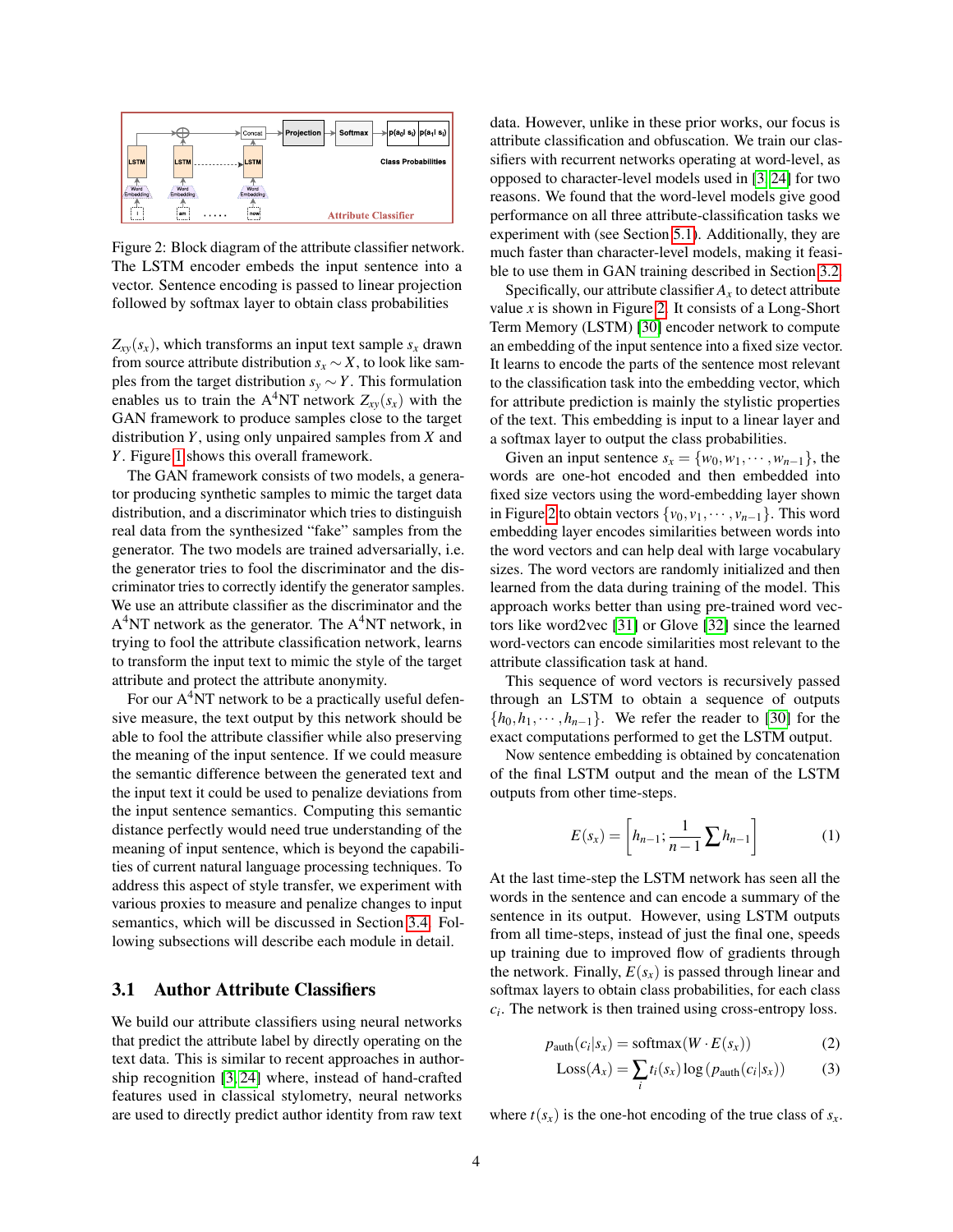Figure 2: Block diagram of the attribute classifier network. The LSTM encoder embeds the input sentence into a vector. Sentence encoding is passed to linear projection followed by softmax layer to obtain class probabilities

$Z_{xy}(s_x)$, which transforms an input text sample $s_x$ drawn from source attribute distribution $s_x \sim X$, to look like samples from the target distribution $s_y \sim Y$. This formulation enables us to train the A$^4$NT network $Z_{xy}(s_x)$ with the GAN framework to produce samples close to the target distribution $Y$, using only unpaired samples from $X$ and $Y$. Figure 1 shows this overall framework.

The GAN framework consists of two models, a generator producing synthetic samples to mimic the target data distribution, and a discriminator which tries to distinguish real data from the synthesized "fake" samples from the generator. The two models are trained adversarially, i.e. the generator tries to fool the discriminator and the discriminator tries to correctly identify the generator samples. We use an attribute classifier as the discriminator and the A$^4$NT network as the generator. The A$^4$NT network, in trying to fool the attribute classification network, learns to transform the input text to mimic the style of the target attribute and protect the attribute anonymity.

For our A$^4$NT network to be a practically useful defensive measure, the text output by this network should be able to fool the attribute classifier while also preserving the meaning of the input sentence. If we could measure the semantic difference between the generated text and the input text it could be used to penalize deviations from the input sentence semantics. Computing this semantic distance perfectly would need true understanding of the meaning of input sentence, which is beyond the capabilities of current natural language processing techniques. To address this aspect of style transfer, we experiment with various proxies to measure and penalize changes to input semantics, which will be discussed in Section 3.4. Following subsections will describe each module in detail.

## 3.1 Author Attribute Classifiers

We build our attribute classifiers using neural networks that predict the attribute label by directly operating on the text data. This is similar to recent approaches in authorship recognition [3, 24] where, instead of hand-crafted features used in classical stylometry, neural networks are used to directly predict author identity from raw text data. However, unlike in these prior works, our focus is attribute classification and obfuscation. We train our classifiers with recurrent networks operating at word-level, as opposed to character-level models used in [3, 24] for two reasons. We found that the word-level models give good performance on all three attribute-classification tasks we experiment with (see Section 5.1). Additionally, they are much faster than character-level models, making it feasible to use them in GAN training described in Section 3.2.

Specifically, our attribute classifier $A_x$ to detect attribute value $x$ is shown in Figure 2. It consists of a Long-Short Term Memory (LSTM) [30] encoder network to compute an embedding of the input sentence into a fixed size vector. It learns to encode the parts of the sentence most relevant to the classification task into the embedding vector, which for attribute prediction is mainly the stylistic properties of the text. This embedding is input to a linear layer and a softmax layer to output the class probabilities.

Given an input sentence $s_x = \{w_0, w_1, \cdots, w_{n-1}\}$, the words are one-hot encoded and then embedded into fixed size vectors using the word-embedding layer shown in Figure 2 to obtain vectors $\{v_0, v_1, \cdots, v_{n-1}\}$. This word embedding layer encodes similarities between words into the word vectors and can help deal with large vocabulary sizes. The word vectors are randomly initialized and then learned from the data during training of the model. This approach works better than using pre-trained word vectors like word2vec [31] or Glove [32] since the learned word-vectors can encode similarities most relevant to the attribute classification task at hand.

This sequence of word vectors is recursively passed through an LSTM to obtain a sequence of outputs $\{h_0, h_1, \cdots, h_{n-1}\}$. We refer the reader to [30] for the exact computations performed to get the LSTM output.

Now sentence embedding is obtained by concatenation of the final LSTM output and the mean of the LSTM outputs from other time-steps.

$$E(s_x) = \left[ h_{n-1}; \frac{1}{n-1} \sum h_{n-1} \right] \quad (1)$$

At the last time-step the LSTM network has seen all the words in the sentence and can encode a summary of the sentence in its output. However, using LSTM outputs from all time-steps, instead of just the final one, speeds up training due to improved flow of gradients through the network. Finally, $E(s_x)$ is passed through linear and softmax layers to obtain class probabilities, for each class $c_i$. The network is then trained using cross-entropy loss.

$$p_{\text{auth}}(c_i|s_x) = \text{softmax}(W \cdot E(s_x)) \quad (2)$$

$$\text{Loss}(A_x) = \sum_i t_i(s_x) \log\left(p_{\text{auth}}(c_i|s_x)\right) \quad (3)$$

where $t(s_x)$ is the one-hot encoding of the true class of $s_x$.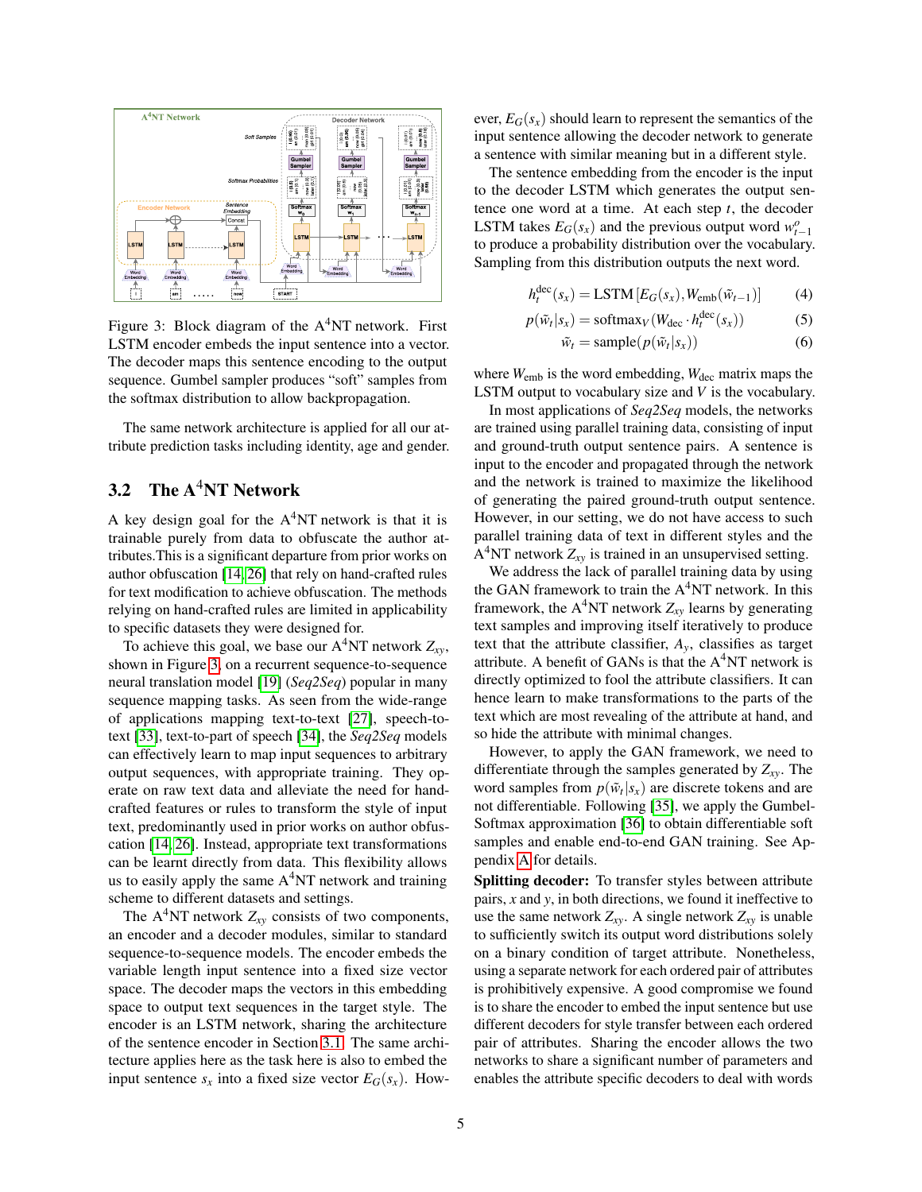Figure 3: Block diagram of the A[4]NT network. First LSTM encoder embeds the input sentence into a vector. The decoder maps this sentence encoding to the output sequence. Gumbel sampler produces “soft” samples from the softmax distribution to allow backpropagation.

The same network architecture is applied for all our attribute prediction tasks including identity, age and gender.

## 3.2 The A$^4$NT Network

A key design goal for the A$^4$NT network is that it is trainable purely from data to obfuscate the author attributes.This is a significant departure from prior works on author obfuscation [14, 26] that rely on hand-crafted rules for text modification to achieve obfuscation. The methods relying on hand-crafted rules are limited in applicability to specific datasets they were designed for.

To achieve this goal, we base our A$^4$NT network $Z_{xy}$, shown in Figure 3, on a recurrent sequence-to-sequence neural translation model [19] (*Seq2Seq*) popular in many sequence mapping tasks. As seen from the wide-range of applications mapping text-to-text [27], speech-to-text [33], text-to-part of speech [34], the *Seq2Seq* models can effectively learn to map input sequences to arbitrary output sequences, with appropriate training. They operate on raw text data and alleviate the need for hand-crafted features or rules to transform the style of input text, predominantly used in prior works on author obfuscation [14, 26]. Instead, appropriate text transformations can be learnt directly from data. This flexibility allows us to easily apply the same A$^4$NT network and training scheme to different datasets and settings.

The A$^4$NT network $Z_{xy}$ consists of two components, an encoder and a decoder modules, similar to standard sequence-to-sequence models. The encoder embeds the variable length input sentence into a fixed size vector space. The decoder maps the vectors in this embedding space to output text sequences in the target style. The encoder is an LSTM network, sharing the architecture of the sentence encoder in Section 3.1. The same architecture applies here as the task here is also to embed the input sentence $s_x$ into a fixed size vector $E_G(s_x)$. However, $E_G(s_x)$ should learn to represent the semantics of the input sentence allowing the decoder network to generate a sentence with similar meaning but in a different style.

The sentence embedding from the encoder is the input to the decoder LSTM which generates the output sentence one word at a time. At each step $t$, the decoder LSTM takes $E_G(s_x)$ and the previous output word $w^o_{t-1}$ to produce a probability distribution over the vocabulary. Sampling from this distribution outputs the next word.

$$h^{\text{dec}}_t(s_x) = \text{LSTM}\left[E_G(s_x), W_{\text{emb}}(\tilde{w}_{t-1})\right] \quad (4)$$

$$p(\tilde{w}_t|s_x) = \text{softmax}_V(W_{\text{dec}} \cdot h^{\text{dec}}_t(s_x)) \quad (5)$$

$$\tilde{w}_t = \text{sample}(p(\tilde{w}_t|s_x)) \quad (6)$$

where $W_{\text{emb}}$ is the word embedding, $W_{\text{dec}}$ matrix maps the LSTM output to vocabulary size and $V$ is the vocabulary.

In most applications of *Seq2Seq* models, the networks are trained using parallel training data, consisting of input and ground-truth output sentence pairs. A sentence is input to the encoder and propagated through the network and the network is trained to maximize the likelihood of generating the paired ground-truth output sentence. However, in our setting, we do not have access to such parallel training data of text in different styles and the A$^4$NT network $Z_{xy}$ is trained in an unsupervised setting.

We address the lack of parallel training data by using the GAN framework to train the A$^4$NT network. In this framework, the A$^4$NT network $Z_{xy}$ learns by generating text samples and improving itself iteratively to produce text that the attribute classifier, $A_y$, classifies as target attribute. A benefit of GANs is that the A$^4$NT network is directly optimized to fool the attribute classifiers. It can hence learn to make transformations to the parts of the text which are most revealing of the attribute at hand, and so hide the attribute with minimal changes.

However, to apply the GAN framework, we need to differentiate through the samples generated by $Z_{xy}$. The word samples from $p(\tilde{w}_t|s_x)$ are discrete tokens and are not differentiable. Following [35], we apply the Gumbel-Softmax approximation [36] to obtain differentiable soft samples and enable end-to-end GAN training. See Appendix A for details.

**Splitting decoder:** To transfer styles between attribute pairs, $x$ and $y$, in both directions, we found it ineffective to use the same network $Z_{xy}$. A single network $Z_{xy}$ is unable to sufficiently switch its output word distributions solely on a binary condition of target attribute. Nonetheless, using a separate network for each ordered pair of attributes is prohibitively expensive. A good compromise we found is to share the encoder to embed the input sentence but use different decoders for style transfer between each ordered pair of attributes. Sharing the encoder allows the two networks to share a significant number of parameters and enables the attribute specific decoders to deal with words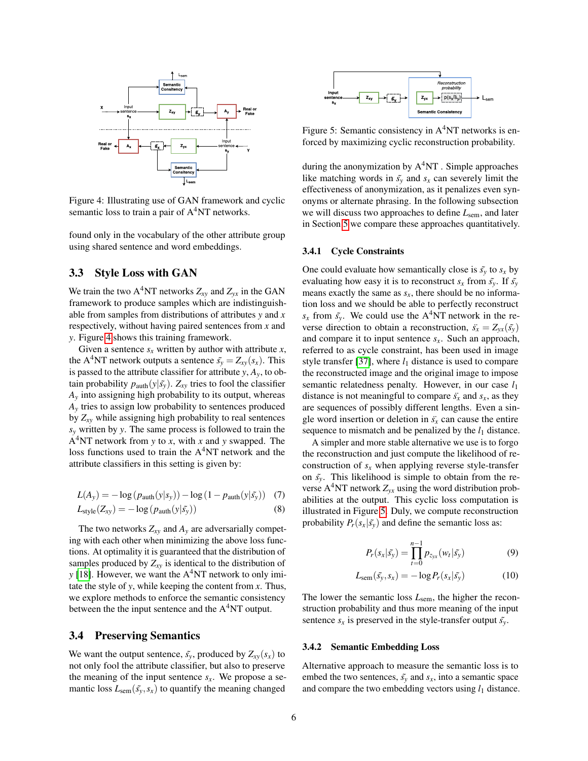Figure 4: Illustrating use of GAN framework and cyclic semantic loss to train a pair of A[4]NT networks.

found only in the vocabulary of the other attribute group using shared sentence and word embeddings.

### 3.3 Style Loss with GAN

We train the two A[4]NT networks $Z_{xy}$ and $Z_{yx}$ in the GAN framework to produce samples which are indistinguishable from samples from distributions of attributes $y$ and $x$ respectively, without having paired sentences from $x$ and $y$. Figure 4 shows this training framework.

Given a sentence $s_x$ written by author with attribute $x$, the A[4]NT network outputs a sentence $\tilde{s_y} = Z_{xy}(s_x)$. This is passed to the attribute classifier for attribute $y$, $A_y$, to obtain probability $p_{\text{auth}}(y|\tilde{s_y})$. $Z_{xy}$ tries to fool the classifier $A_y$ into assigning high probability to its output, whereas $A_y$ tries to assign low probability to sentences produced by $Z_{xy}$ while assigning high probability to real sentences $s_y$ written by $y$. The same process is followed to train the A[4]NT network from $y$ to $x$, with $x$ and $y$ swapped. The loss functions used to train the A[4]NT network and the attribute classifiers in this setting is given by:

$$L(A_y) = -\log(p_{\text{auth}}(y|s_y)) - \log(1 - p_{\text{auth}}(y|\tilde{s_y})) \quad (7)$$

$$L_{\text{style}}(Z_{xy}) = -\log(p_{\text{auth}}(y|\tilde{s_y})) \quad (8)$$

The two networks $Z_{xy}$ and $A_y$ are adversarially competing with each other when minimizing the above loss functions. At optimality it is guaranteed that the distribution of samples produced by $Z_{xy}$ is identical to the distribution of $y$ [18]. However, we want the A[4]NT network to only imitate the style of $y$, while keeping the content from $x$. Thus, we explore methods to enforce the semantic consistency between the the input sentence and the A[4]NT output.

### 3.4 Preserving Semantics

We want the output sentence, $\tilde{s_y}$, produced by $Z_{xy}(s_x)$ to not only fool the attribute classifier, but also to preserve the meaning of the input sentence $s_x$. We propose a semantic loss $L_{\text{sem}}(\tilde{s_y}, s_x)$ to quantify the meaning changed during the anonymization by A[4]NT . Simple approaches like matching words in $\tilde{s_y}$ and $s_x$ can severely limit the effectiveness of anonymization, as it penalizes even synonyms or alternate phrasing. In the following subsection we will discuss two approaches to define $L_{\text{sem}}$, and later in Section 5 we compare these approaches quantitatively.

Figure 5: Semantic consistency in A[4]NT networks is enforced by maximizing cyclic reconstruction probability.

#### 3.4.1 Cycle Constraints

One could evaluate how semantically close is $\tilde{s_y}$ to $s_x$ by evaluating how easy it is to reconstruct $s_x$ from $\tilde{s_y}$. If $\tilde{s_y}$ means exactly the same as $s_x$, there should be no information loss and we should be able to perfectly reconstruct $s_x$ from $\tilde{s_y}$. We could use the A[4]NT network in the reverse direction to obtain a reconstruction, $\ddot{s_x} = Z_{yx}(\tilde{s_y})$ and compare it to input sentence $s_x$. Such an approach, referred to as cycle constraint, has been used in image style transfer [37], where $l_1$ distance is used to compare the reconstructed image and the original image to impose semantic relatedness penalty. However, in our case $l_1$ distance is not meaningful to compare $\ddot{s_x}$ and $s_x$, as they are sequences of possibly different lengths. Even a single word insertion or deletion in $\ddot{s_x}$ can cause the entire sequence to mismatch and be penalized by the $l_1$ distance.

A simpler and more stable alternative we use is to forgo the reconstruction and just compute the likelihood of reconstruction of $s_x$ when applying reverse style-transfer on $\tilde{s_y}$. This likelihood is simple to obtain from the reverse A[4]NT network $Z_{yx}$ using the word distribution probabilities at the output. This cyclic loss computation is illustrated in Figure 5. Duly, we compute reconstruction probability $P_r(s_x|\tilde{s_y})$ and define the semantic loss as:

$$P_r(s_x|\tilde{s_y}) = \prod_{t=0}^{n-1} p_{z_{yx}}(w_t|\tilde{s_y}) \quad (9)$$

$$L_{\text{sem}}(\tilde{s_y}, s_x) = -\log P_r(s_x|\tilde{s_y}) \quad (10)$$

The lower the semantic loss $L_{\text{sem}}$, the higher the reconstruction probability and thus more meaning of the input sentence $s_x$ is preserved in the style-transfer output $\tilde{s_y}$.

#### 3.4.2 Semantic Embedding Loss

Alternative approach to measure the semantic loss is to embed the two sentences, $\tilde{s_y}$ and $s_x$, into a semantic space and compare the two embedding vectors using $l_1$ distance.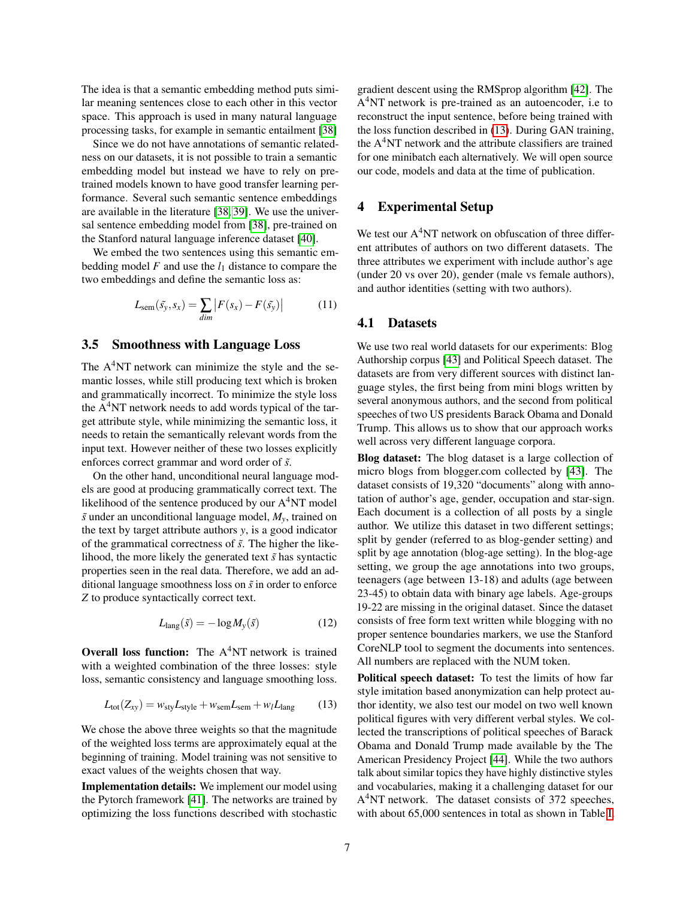The idea is that a semantic embedding method puts similar meaning sentences close to each other in this vector space. This approach is used in many natural language processing tasks, for example in semantic entailment [38]

Since we do not have annotations of semantic relatedness on our datasets, it is not possible to train a semantic embedding model but instead we have to rely on pre-trained models known to have good transfer learning performance. Several such semantic sentence embeddings are available in the literature [38, 39]. We use the universal sentence embedding model from [38], pre-trained on the Stanford natural language inference dataset [40].

We embed the two sentences using this semantic embedding model $F$ and use the $l_1$ distance to compare the two embeddings and define the semantic loss as:

$$L_{\text{sem}}(\tilde{s_y}, s_x) = \sum_{dim} \left| F(s_x) - F(\tilde{s_y}) \right| \tag{11}$$

### 3.5 Smoothness with Language Loss

The A$^4$NT network can minimize the style and the semantic losses, while still producing text which is broken and grammatically incorrect. To minimize the style loss the A$^4$NT network needs to add words typical of the target attribute style, while minimizing the semantic loss, it needs to retain the semantically relevant words from the input text. However neither of these two losses explicitly enforces correct grammar and word order of $\tilde{s}$.

On the other hand, unconditional neural language models are good at producing grammatically correct text. The likelihood of the sentence produced by our A$^4$NT model $\tilde{s}$ under an unconditional language model, $M_y$, trained on the text by target attribute authors $y$, is a good indicator of the grammatical correctness of $\tilde{s}$. The higher the likelihood, the more likely the generated text $\tilde{s}$ has syntactic properties seen in the real data. Therefore, we add an additional language smoothness loss on $\tilde{s}$ in order to enforce $Z$ to produce syntactically correct text.

$$L_{\text{lang}}(\tilde{s}) = -\log M_y(\tilde{s}) \tag{12}$$

**Overall loss function:** The A$^4$NT network is trained with a weighted combination of the three losses: style loss, semantic consistency and language smoothing loss.

$$L_{\text{tot}}(Z_{xy}) = w_{\text{sty}} L_{\text{style}} + w_{\text{sem}} L_{\text{sem}} + w_l L_{\text{lang}} \tag{13}$$

We chose the above three weights so that the magnitude of the weighted loss terms are approximately equal at the beginning of training. Model training was not sensitive to exact values of the weights chosen that way.

**Implementation details:** We implement our model using the Pytorch framework [41]. The networks are trained by optimizing the loss functions described with stochastic gradient descent using the RMSprop algorithm [42]. The A$^4$NT network is pre-trained as an autoencoder, i.e to reconstruct the input sentence, before being trained with the loss function described in (13). During GAN training, the A$^4$NT network and the attribute classifiers are trained for one minibatch each alternatively. We will open source our code, models and data at the time of publication.

## 4 Experimental Setup

We test our A$^4$NT network on obfuscation of three different attributes of authors on two different datasets. The three attributes we experiment with include author's age (under 20 vs over 20), gender (male vs female authors), and author identities (setting with two authors).

### 4.1 Datasets

We use two real world datasets for our experiments: Blog Authorship corpus [43] and Political Speech dataset. The datasets are from very different sources with distinct language styles, the first being from mini blogs written by several anonymous authors, and the second from political speeches of two US presidents Barack Obama and Donald Trump. This allows us to show that our approach works well across very different language corpora.

**Blog dataset:** The blog dataset is a large collection of micro blogs from blogger.com collected by [43]. The dataset consists of 19,320 "documents" along with annotation of author's age, gender, occupation and star-sign. Each document is a collection of all posts by a single author. We utilize this dataset in two different settings; split by gender (referred to as blog-gender setting) and split by age annotation (blog-age setting). In the blog-age setting, we group the age annotations into two groups, teenagers (age between 13-18) and adults (age between 23-45) to obtain data with binary age labels. Age-groups 19-22 are missing in the original dataset. Since the dataset consists of free form text written while blogging with no proper sentence boundaries markers, we use the Stanford CoreNLP tool to segment the documents into sentences. All numbers are replaced with the NUM token.

**Political speech dataset:** To test the limits of how far style imitation based anonymization can help protect author identity, we also test our model on two well known political figures with very different verbal styles. We collected the transcriptions of political speeches of Barack Obama and Donald Trump made available by the The American Presidency Project [44]. While the two authors talk about similar topics they have highly distinctive styles and vocabularies, making it a challenging dataset for our A$^4$NT network. The dataset consists of 372 speeches, with about 65,000 sentences in total as shown in Table 1.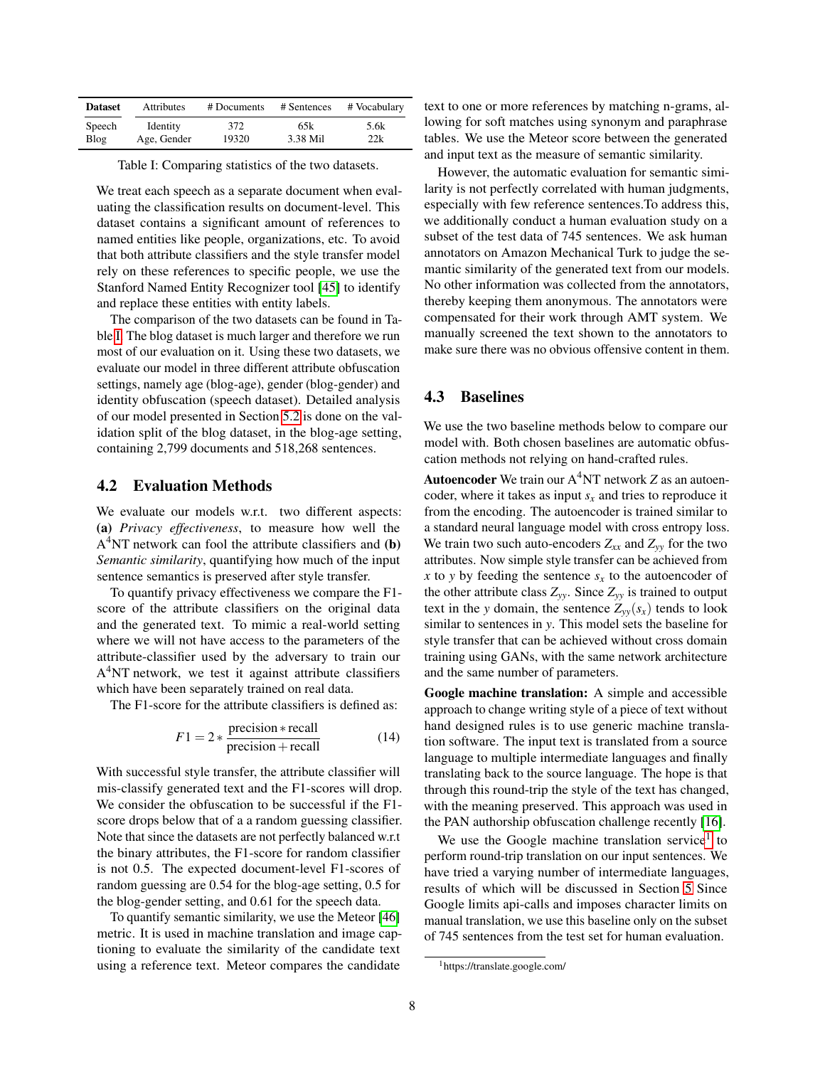| Dataset | Attributes | # Documents | # Sentences | # Vocabulary |
|---|---|---|---|---|
| Speech | Identity | 372 | 65k | 5.6k |
| Blog | Age, Gender | 19320 | 3.38 Mil | 22k |

Table I: Comparing statistics of the two datasets.

We treat each speech as a separate document when evaluating the classification results on document-level. This dataset contains a significant amount of references to named entities like people, organizations, etc. To avoid that both attribute classifiers and the style transfer model rely on these references to specific people, we use the Stanford Named Entity Recognizer tool [45] to identify and replace these entities with entity labels.

The comparison of the two datasets can be found in Table I. The blog dataset is much larger and therefore we run most of our evaluation on it. Using these two datasets, we evaluate our model in three different attribute obfuscation settings, namely age (blog-age), gender (blog-gender) and identity obfuscation (speech dataset). Detailed analysis of our model presented in Section 5.2 is done on the validation split of the blog dataset, in the blog-age setting, containing 2,799 documents and 518,268 sentences.

## 4.2 Evaluation Methods

We evaluate our models w.r.t. two different aspects: **(a)** *Privacy effectiveness*, to measure how well the A$^4$NT network can fool the attribute classifiers and **(b)** *Semantic similarity*, quantifying how much of the input sentence semantics is preserved after style transfer.

To quantify privacy effectiveness we compare the F1-score of the attribute classifiers on the original data and the generated text. To mimic a real-world setting where we will not have access to the parameters of the attribute-classifier used by the adversary to train our A$^4$NT network, we test it against attribute classifiers which have been separately trained on real data.

The F1-score for the attribute classifiers is defined as:

$$F1 = 2 * \frac{\text{precision} * \text{recall}}{\text{precision} + \text{recall}} \tag{14}$$

With successful style transfer, the attribute classifier will mis-classify generated text and the F1-scores will drop. We consider the obfuscation to be successful if the F1-score drops below that of a a random guessing classifier. Note that since the datasets are not perfectly balanced w.r.t the binary attributes, the F1-score for random classifier is not 0.5. The expected document-level F1-scores of random guessing are 0.54 for the blog-age setting, 0.5 for the blog-gender setting, and 0.61 for the speech data.

To quantify semantic similarity, we use the Meteor [46] metric. It is used in machine translation and image captioning to evaluate the similarity of the candidate text using a reference text. Meteor compares the candidate text to one or more references by matching n-grams, allowing for soft matches using synonym and paraphrase tables. We use the Meteor score between the generated and input text as the measure of semantic similarity.

However, the automatic evaluation for semantic similarity is not perfectly correlated with human judgments, especially with few reference sentences.To address this, we additionally conduct a human evaluation study on a subset of the test data of 745 sentences. We ask human annotators on Amazon Mechanical Turk to judge the semantic similarity of the generated text from our models. No other information was collected from the annotators, thereby keeping them anonymous. The annotators were compensated for their work through AMT system. We manually screened the text shown to the annotators to make sure there was no obvious offensive content in them.

## 4.3 Baselines

We use the two baseline methods below to compare our model with. Both chosen baselines are automatic obfuscation methods not relying on hand-crafted rules.

**Autoencoder** We train our A$^4$NT network $Z$ as an autoencoder, where it takes as input $s_x$ and tries to reproduce it from the encoding. The autoencoder is trained similar to a standard neural language model with cross entropy loss. We train two such auto-encoders $Z_{xx}$ and $Z_{yy}$ for the two attributes. Now simple style transfer can be achieved from $x$ to $y$ by feeding the sentence $s_x$ to the autoencoder of the other attribute class $Z_{yy}$. Since $Z_{yy}$ is trained to output text in the $y$ domain, the sentence $Z_{yy}(s_x)$ tends to look similar to sentences in $y$. This model sets the baseline for style transfer that can be achieved without cross domain training using GANs, with the same network architecture and the same number of parameters.

**Google machine translation:** A simple and accessible approach to change writing style of a piece of text without hand designed rules is to use generic machine translation software. The input text is translated from a source language to multiple intermediate languages and finally translating back to the source language. The hope is that through this round-trip the style of the text has changed, with the meaning preserved. This approach was used in the PAN authorship obfuscation challenge recently [16].

We use the Google machine translation service[1] to perform round-trip translation on our input sentences. We have tried a varying number of intermediate languages, results of which will be discussed in Section 5 Since Google limits api-calls and imposes character limits on manual translation, we use this baseline only on the subset of 745 sentences from the test set for human evaluation.

[1] https://translate.google.com/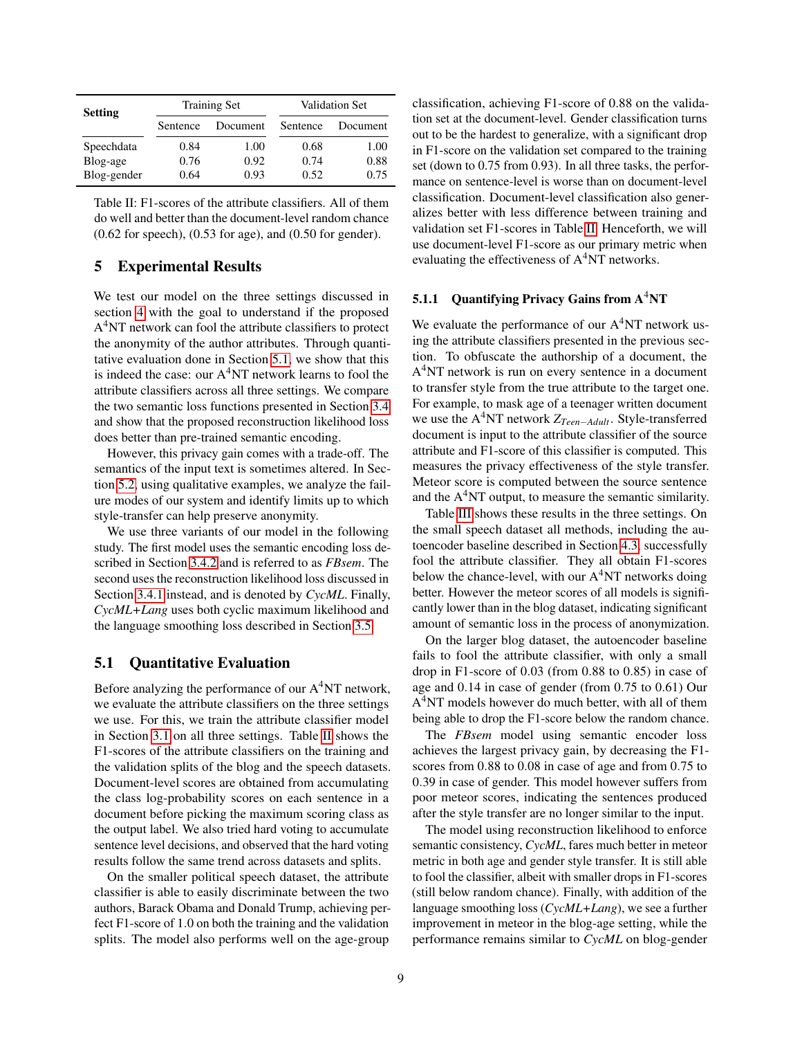| Setting | Training Set | | Validation Set | |
|---|---|---|---|---|
| | Sentence | Document | Sentence | Document |
| Speechdata | 0.84 | 1.00 | 0.68 | 1.00 |
| Blog-age | 0.76 | 0.92 | 0.74 | 0.88 |
| Blog-gender | 0.64 | 0.93 | 0.52 | 0.75 |

Table II: F1-scores of the attribute classifiers. All of them do well and better than the document-level random chance (0.62 for speech), (0.53 for age), and (0.50 for gender).

## 5 Experimental Results

We test our model on the three settings discussed in section 4 with the goal to understand if the proposed A$^4$NT network can fool the attribute classifiers to protect the anonymity of the author attributes. Through quantitative evaluation done in Section 5.1, we show that this is indeed the case: our A$^4$NT network learns to fool the attribute classifiers across all three settings. We compare the two semantic loss functions presented in Section 3.4 and show that the proposed reconstruction likelihood loss does better than pre-trained semantic encoding.

However, this privacy gain comes with a trade-off. The semantics of the input text is sometimes altered. In Section 5.2, using qualitative examples, we analyze the failure modes of our system and identify limits up to which style-transfer can help preserve anonymity.

We use three variants of our model in the following study. The first model uses the semantic encoding loss described in Section 3.4.2 and is referred to as *FBsem*. The second uses the reconstruction likelihood loss discussed in Section 3.4.1 instead, and is denoted by *CycML*. Finally, *CycML+Lang* uses both cyclic maximum likelihood and the language smoothing loss described in Section 3.5.

### 5.1 Quantitative Evaluation

Before analyzing the performance of our A$^4$NT network, we evaluate the attribute classifiers on the three settings we use. For this, we train the attribute classifier model in Section 3.1 on all three settings. Table II shows the F1-scores of the attribute classifiers on the training and the validation splits of the blog and the speech datasets. Document-level scores are obtained from accumulating the class log-probability scores on each sentence in a document before picking the maximum scoring class as the output label. We also tried hard voting to accumulate sentence level decisions, and observed that the hard voting results follow the same trend across datasets and splits.

On the smaller political speech dataset, the attribute classifier is able to easily discriminate between the two authors, Barack Obama and Donald Trump, achieving perfect F1-score of 1.0 on both the training and the validation splits. The model also performs well on the age-group classification, achieving F1-score of 0.88 on the validation set at the document-level. Gender classification turns out to be the hardest to generalize, with a significant drop in F1-score on the validation set compared to the training set (down to 0.75 from 0.93). In all three tasks, the performance on sentence-level is worse than on document-level classification. Document-level classification also generalizes better with less difference between training and validation set F1-scores in Table II. Henceforth, we will use document-level F1-score as our primary metric when evaluating the effectiveness of A$^4$NT networks.

#### 5.1.1 Quantifying Privacy Gains from A$^4$NT

We evaluate the performance of our A$^4$NT network using the attribute classifiers presented in the previous section. To obfuscate the authorship of a document, the A$^4$NT network is run on every sentence in a document to transfer style from the true attribute to the target one. For example, to mask age of a teenager written document we use the A$^4$NT network $Z_{Teen-Adult}$. Style-transferred document is input to the attribute classifier of the source attribute and F1-score of this classifier is computed. This measures the privacy effectiveness of the style transfer. Meteor score is computed between the source sentence and the A$^4$NT output, to measure the semantic similarity.

Table III shows these results in the three settings. On the small speech dataset all methods, including the autoencoder baseline described in Section 4.3, successfully fool the attribute classifier. They all obtain F1-scores below the chance-level, with our A$^4$NT networks doing better. However the meteor scores of all models is significantly lower than in the blog dataset, indicating significant amount of semantic loss in the process of anonymization.

On the larger blog dataset, the autoencoder baseline fails to fool the attribute classifier, with only a small drop in F1-score of 0.03 (from 0.88 to 0.85) in case of age and 0.14 in case of gender (from 0.75 to 0.61) Our A$^4$NT models however do much better, with all of them being able to drop the F1-score below the random chance.

The *FBsem* model using semantic encoder loss achieves the largest privacy gain, by decreasing the F1-scores from 0.88 to 0.08 in case of age and from 0.75 to 0.39 in case of gender. This model however suffers from poor meteor scores, indicating the sentences produced after the style transfer are no longer similar to the input.

The model using reconstruction likelihood to enforce semantic consistency, *CycML*, fares much better in meteor metric in both age and gender style transfer. It is still able to fool the classifier, albeit with smaller drops in F1-scores (still below random chance). Finally, with addition of the language smoothing loss (*CycML+Lang*), we see a further improvement in meteor in the blog-age setting, while the performance remains similar to *CycML* on blog-gender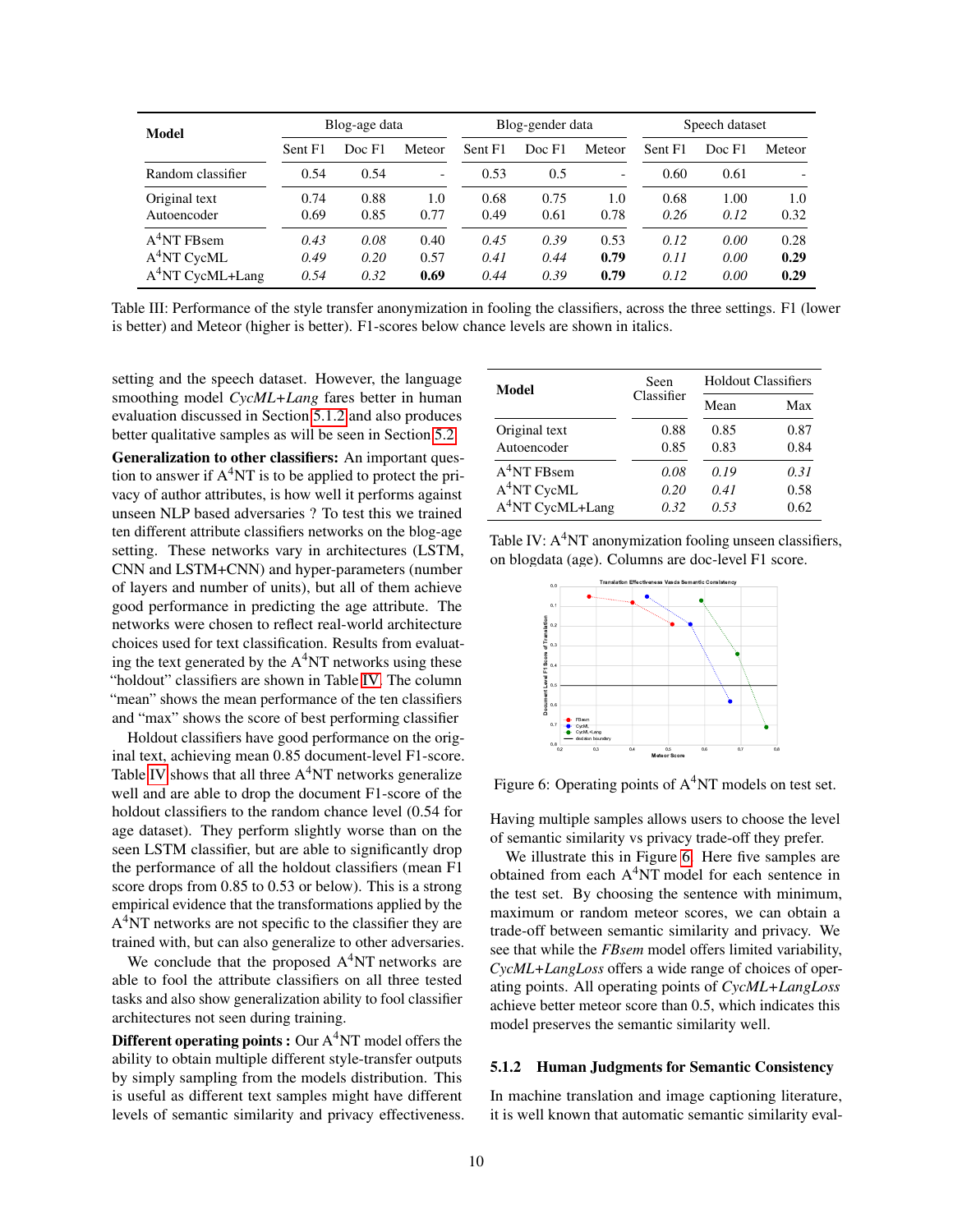| Model | Blog-age data | | | Blog-gender data | | | Speech dataset | | |
|---|---|---|---|---|---|---|---|---|---|
| | Sent F1 | Doc F1 | Meteor | Sent F1 | Doc F1 | Meteor | Sent F1 | Doc F1 | Meteor |
| Random classifier | 0.54 | 0.54 | - | 0.53 | 0.5 | - | 0.60 | 0.61 | - |
| Original text | 0.74 | 0.88 | 1.0 | 0.68 | 0.75 | 1.0 | 0.68 | 1.00 | 1.0 |
| Autoencoder | 0.69 | 0.85 | 0.77 | 0.49 | 0.61 | 0.78 | *0.26* | *0.12* | 0.32 |
| A[4]NT FBsem | *0.43* | *0.08* | 0.40 | *0.45* | *0.39* | 0.53 | *0.12* | *0.00* | 0.28 |
| A[4]NT CycML | *0.49* | *0.20* | 0.57 | *0.41* | *0.44* | **0.79** | *0.11* | *0.00* | **0.29** |
| A[4]NT CycML+Lang | *0.54* | *0.32* | **0.69** | *0.44* | *0.39* | **0.79** | *0.12* | *0.00* | **0.29** |

Table III: Performance of the style transfer anonymization in fooling the classifiers, across the three settings. F1 (lower is better) and Meteor (higher is better). F1-scores below chance levels are shown in italics.

setting and the speech dataset. However, the language smoothing model *CycML+Lang* fares better in human evaluation discussed in Section 5.1.2 and also produces better qualitative samples as will be seen in Section 5.2.

**Generalization to other classifiers:** An important question to answer if A[4]NT is to be applied to protect the privacy of author attributes, is how well it performs against unseen NLP based adversaries ? To test this we trained ten different attribute classifiers networks on the blog-age setting. These networks vary in architectures (LSTM, CNN and LSTM+CNN) and hyper-parameters (number of layers and number of units), but all of them achieve good performance in predicting the age attribute. The networks were chosen to reflect real-world architecture choices used for text classification. Results from evaluating the text generated by the A[4]NT networks using these "holdout" classifiers are shown in Table IV. The column "mean" shows the mean performance of the ten classifiers and "max" shows the score of best performing classifier

Holdout classifiers have good performance on the original text, achieving mean 0.85 document-level F1-score. Table IV shows that all three A[4]NT networks generalize well and are able to drop the document F1-score of the holdout classifiers to the random chance level (0.54 for age dataset). They perform slightly worse than on the seen LSTM classifier, but are able to significantly drop the performance of all the holdout classifiers (mean F1 score drops from 0.85 to 0.53 or below). This is a strong empirical evidence that the transformations applied by the A[4]NT networks are not specific to the classifier they are trained with, but can also generalize to other adversaries.

We conclude that the proposed A[4]NT networks are able to fool the attribute classifiers on all three tested tasks and also show generalization ability to fool classifier architectures not seen during training.

**Different operating points :** Our A[4]NT model offers the ability to obtain multiple different style-transfer outputs by simply sampling from the models distribution. This is useful as different text samples might have different levels of semantic similarity and privacy effectiveness.

| Model | Seen Classifier | Holdout Classifiers | |
|---|---|---|---|
| | | Mean | Max |
| Original text | 0.88 | 0.85 | 0.87 |
| Autoencoder | 0.85 | 0.83 | 0.84 |
| A[4]NT FBsem | *0.08* | *0.19* | *0.31* |
| A[4]NT CycML | *0.20* | *0.41* | 0.58 |
| A[4]NT CycML+Lang | *0.32* | *0.53* | 0.62 |

Table IV: A[4]NT anonymization fooling unseen classifiers, on blogdata (age). Columns are doc-level F1 score.

Figure 6: Operating points of A[4]NT models on test set.

Having multiple samples allows users to choose the level of semantic similarity vs privacy trade-off they prefer.

We illustrate this in Figure 6. Here five samples are obtained from each A[4]NT model for each sentence in the test set. By choosing the sentence with minimum, maximum or random meteor scores, we can obtain a trade-off between semantic similarity and privacy. We see that while the *FBsem* model offers limited variability, *CycML+LangLoss* offers a wide range of choices of operating points. All operating points of *CycML+LangLoss* achieve better meteor score than 0.5, which indicates this model preserves the semantic similarity well.

### 5.1.2 Human Judgments for Semantic Consistency

In machine translation and image captioning literature, it is well known that automatic semantic similarity eval-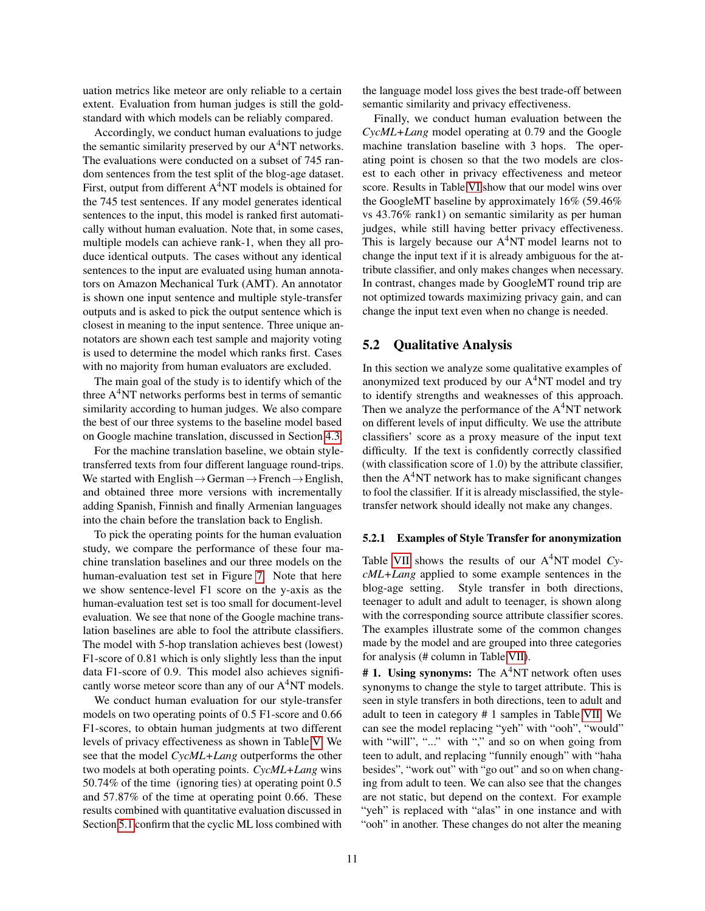uation metrics like meteor are only reliable to a certain extent. Evaluation from human judges is still the gold-standard with which models can be reliably compared.

Accordingly, we conduct human evaluations to judge the semantic similarity preserved by our A$^4$NT networks. The evaluations were conducted on a subset of 745 random sentences from the test split of the blog-age dataset. First, output from different A$^4$NT models is obtained for the 745 test sentences. If any model generates identical sentences to the input, this model is ranked first automatically without human evaluation. Note that, in some cases, multiple models can achieve rank-1, when they all produce identical outputs. The cases without any identical sentences to the input are evaluated using human annotators on Amazon Mechanical Turk (AMT). An annotator is shown one input sentence and multiple style-transfer outputs and is asked to pick the output sentence which is closest in meaning to the input sentence. Three unique annotators are shown each test sample and majority voting is used to determine the model which ranks first. Cases with no majority from human evaluators are excluded.

The main goal of the study is to identify which of the three A$^4$NT networks performs best in terms of semantic similarity according to human judges. We also compare the best of our three systems to the baseline model based on Google machine translation, discussed in Section 4.3.

For the machine translation baseline, we obtain style-transferred texts from four different language round-trips. We started with English→German→French→English, and obtained three more versions with incrementally adding Spanish, Finnish and finally Armenian languages into the chain before the translation back to English.

To pick the operating points for the human evaluation study, we compare the performance of these four machine translation baselines and our three models on the human-evaluation test set in Figure 7. Note that here we show sentence-level F1 score on the y-axis as the human-evaluation test set is too small for document-level evaluation. We see that none of the Google machine translation baselines are able to fool the attribute classifiers. The model with 5-hop translation achieves best (lowest) F1-score of 0.81 which is only slightly less than the input data F1-score of 0.9. This model also achieves significantly worse meteor score than any of our A$^4$NT models.

We conduct human evaluation for our style-transfer models on two operating points of 0.5 F1-score and 0.66 F1-scores, to obtain human judgments at two different levels of privacy effectiveness as shown in Table V. We see that the model *CycML+Lang* outperforms the other two models at both operating points. *CycML+Lang* wins 50.74% of the time (ignoring ties) at operating point 0.5 and 57.87% of the time at operating point 0.66. These results combined with quantitative evaluation discussed in Section 5.1 confirm that the cyclic ML loss combined with the language model loss gives the best trade-off between semantic similarity and privacy effectiveness.

Finally, we conduct human evaluation between the *CycML+Lang* model operating at 0.79 and the Google machine translation baseline with 3 hops. The operating point is chosen so that the two models are closest to each other in privacy effectiveness and meteor score. Results in Table VI show that our model wins over the GoogleMT baseline by approximately 16% (59.46% vs 43.76% rank1) on semantic similarity as per human judges, while still having better privacy effectiveness. This is largely because our A$^4$NT model learns not to change the input text if it is already ambiguous for the attribute classifier, and only makes changes when necessary. In contrast, changes made by GoogleMT round trip are not optimized towards maximizing privacy gain, and can change the input text even when no change is needed.

## 5.2 Qualitative Analysis

In this section we analyze some qualitative examples of anonymized text produced by our A$^4$NT model and try to identify strengths and weaknesses of this approach. Then we analyze the performance of the A$^4$NT network on different levels of input difficulty. We use the attribute classifiers' score as a proxy measure of the input text difficulty. If the text is confidently correctly classified (with classification score of 1.0) by the attribute classifier, then the A$^4$NT network has to make significant changes to fool the classifier. If it is already misclassified, the style-transfer network should ideally not make any changes.

### 5.2.1 Examples of Style Transfer for anonymization

Table VII shows the results of our A$^4$NT model *CycML+Lang* applied to some example sentences in the blog-age setting. Style transfer in both directions, teenager to adult and adult to teenager, is shown along with the corresponding source attribute classifier scores. The examples illustrate some of the common changes made by the model and are grouped into three categories for analysis (# column in Table VII).

**# 1. Using synonyms:** The A$^4$NT network often uses synonyms to change the style to target attribute. This is seen in style transfers in both directions, teen to adult and adult to teen in category # 1 samples in Table VII. We can see the model replacing "yeh" with "ooh", "would" with "will", "..." with "," and so on when going from teen to adult, and replacing "funnily enough" with "haha besides", "work out" with "go out" and so on when changing from adult to teen. We can also see that the changes are not static, but depend on the context. For example "yeh" is replaced with "alas" in one instance and with "ooh" in another. These changes do not alter the meaning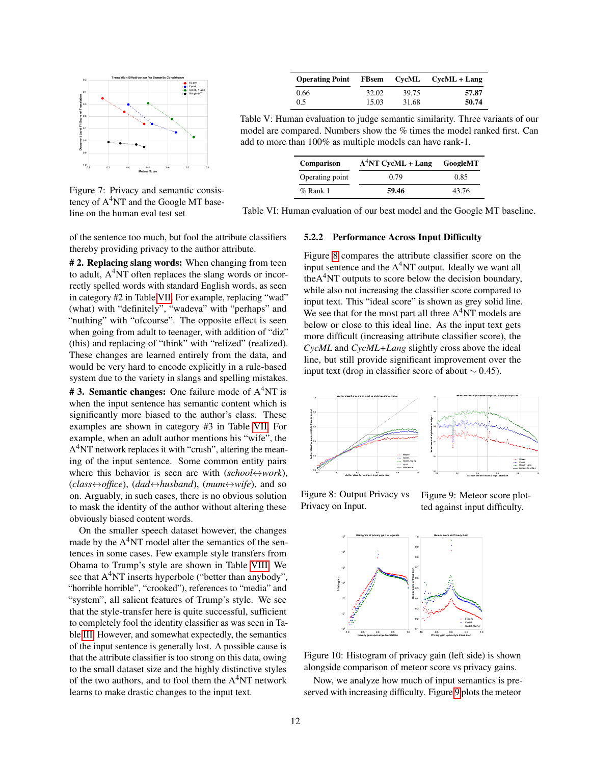Figure 7: Privacy and semantic consistency of A[4]NT and the Google MT baseline on the human eval test set

| Operating Point | FBsem | CycML | CycML + Lang |
|---|---|---|---|
| 0.66 | 32.02 | 39.75 | **57.87** |
| 0.5 | 15.03 | 31.68 | **50.74** |

Table V: Human evaluation to judge semantic similarity. Three variants of our model are compared. Numbers show the % times the model ranked first. Can add to more than 100% as multiple models can have rank-1.

| Comparison | A[4]NT CycML + Lang | GoogleMT |
|---|---|---|
| Operating point | 0.79 | 0.85 |
| % Rank 1 | **59.46** | 43.76 |

Table VI: Human evaluation of our best model and the Google MT baseline.

of the sentence too much, but fool the attribute classifiers thereby providing privacy to the author attribute.

**# 2. Replacing slang words:** When changing from teen to adult, A[4]NT often replaces the slang words or incorrectly spelled words with standard English words, as seen in category #2 in Table VII. For example, replacing "wad" (what) with "definitely", "wadeva" with "perhaps" and "nuthing" with "ofcourse". The opposite effect is seen when going from adult to teenager, with addition of "diz" (this) and replacing of "think" with "relized" (realized). These changes are learned entirely from the data, and would be very hard to encode explicitly in a rule-based system due to the variety in slangs and spelling mistakes.

**# 3. Semantic changes:** One failure mode of A[4]NT is when the input sentence has semantic content which is significantly more biased to the author's class. These examples are shown in category #3 in Table VII. For example, when an adult author mentions his "wife", the A[4]NT network replaces it with "crush", altering the meaning of the input sentence. Some common entity pairs where this behavior is seen are with (*school*↔*work*), (*class*↔*office*), (*dad*↔*husband*), (*mum*↔*wife*), and so on. Arguably, in such cases, there is no obvious solution to mask the identity of the author without altering these obviously biased content words.

On the smaller speech dataset however, the changes made by the A[4]NT model alter the semantics of the sentences in some cases. Few example style transfers from Obama to Trump's style are shown in Table VIII. We see that A[4]NT inserts hyperbole ("better than anybody", "horrible horrible", "crooked"), references to "media" and "system", all salient features of Trump's style. We see that the style-transfer here is quite successful, sufficient to completely fool the identity classifier as was seen in Table III. However, and somewhat expectedly, the semantics of the input sentence is generally lost. A possible cause is that the attribute classifier is too strong on this data, owing to the small dataset size and the highly distinctive styles of the two authors, and to fool them the A[4]NT network learns to make drastic changes to the input text.

#### 5.2.2 Performance Across Input Difficulty

Figure 8 compares the attribute classifier score on the input sentence and the A[4]NT output. Ideally we want all theA[4]NT outputs to score below the decision boundary, while also not increasing the classifier score compared to input text. This "ideal score" is shown as grey solid line. We see that for the most part all three A[4]NT models are below or close to this ideal line. As the input text gets more difficult (increasing attribute classifier score), the *CycML* and *CycML+Lang* slightly cross above the ideal line, but still provide significant improvement over the input text (drop in classifier score of about ∼ 0.45).

Figure 8: Output Privacy vs Privacy on Input.

Figure 9: Meteor score plotted against input difficulty.

Figure 10: Histogram of privacy gain (left side) is shown alongside comparison of meteor score vs privacy gains.

Now, we analyze how much of input semantics is preserved with increasing difficulty. Figure 9 plots the meteor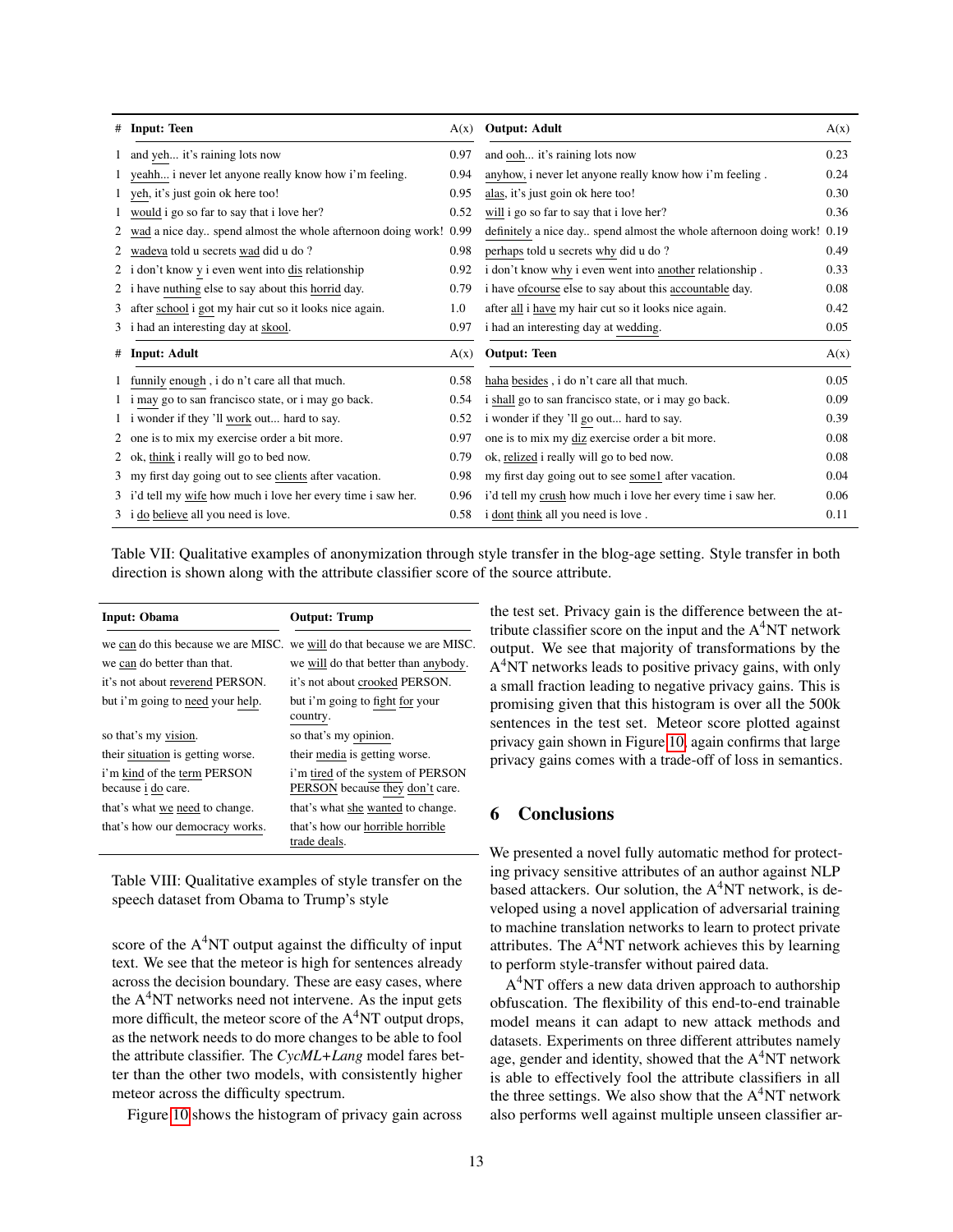| # | Input: Teen | A(x) | Output: Adult | A(x) |
|---|---|---|---|---|
| 1 | and yeh... it's raining lots now | 0.97 | and ooh... it's raining lots now | 0.23 |
| 1 | yeahh... i never let anyone really know how i'm feeling. | 0.94 | anyhow, i never let anyone really know how i'm feeling . | 0.24 |
| 1 | yeh, it's just goin ok here too! | 0.95 | alas, it's just goin ok here too! | 0.30 |
| 1 | would i go so far to say that i love her? | 0.52 | will i go so far to say that i love her? | 0.36 |
| 2 | wad a nice day.. spend almost the whole afternoon doing work! | 0.99 | definitely a nice day.. spend almost the whole afternoon doing work! | 0.19 |
| 2 | wadeva told u secrets wad did u do ? | 0.98 | perhaps told u secrets why did u do ? | 0.49 |
| 2 | i don't know y i even went into dis relationship | 0.92 | i don't know why i even went into another relationship . | 0.33 |
| 2 | i have nuthing else to say about this horrid day. | 0.79 | i have ofcourse else to say about this accountable day. | 0.08 |
| 3 | after school i got my hair cut so it looks nice again. | 1.0 | after all i have my hair cut so it looks nice again. | 0.42 |
| 3 | i had an interesting day at skool. | 0.97 | i had an interesting day at wedding. | 0.05 |
| **#** | **Input: Adult** | **A(x)** | **Output: Teen** | **A(x)** |
| 1 | funnily enough , i do n't care all that much. | 0.58 | haha besides , i do n't care all that much. | 0.05 |
| 1 | i may go to san francisco state, or i may go back. | 0.54 | i shall go to san francisco state, or i may go back. | 0.09 |
| 1 | i wonder if they 'll work out... hard to say. | 0.52 | i wonder if they 'll go out... hard to say. | 0.39 |
| 2 | one is to mix my exercise order a bit more. | 0.97 | one is to mix my diz exercise order a bit more. | 0.08 |
| 2 | ok, think i really will go to bed now. | 0.79 | ok, relized i really will go to bed now. | 0.08 |
| 3 | my first day going out to see clients after vacation. | 0.98 | my first day going out to see some1 after vacation. | 0.04 |
| 3 | i'd tell my wife how much i love her every time i saw her. | 0.96 | i'd tell my crush how much i love her every time i saw her. | 0.06 |
| 3 | i do believe all you need is love. | 0.58 | i dont think all you need is love . | 0.11 |

Table VII: Qualitative examples of anonymization through style transfer in the blog-age setting. Style transfer in both direction is shown along with the attribute classifier score of the source attribute.

| Input: Obama | Output: Trump |
|---|---|
| we can do this because we are MISC. | we will do that because we are MISC. |
| we can do better than that. | we will do that better than anybody. |
| it's not about reverend PERSON. | it's not about crooked PERSON. |
| but i'm going to need your help. | but i'm going to fight for your country. |
| so that's my vision. | so that's my opinion. |
| their situation is getting worse. | their media is getting worse. |
| i'm kind of the term PERSON because i do care. | i'm tired of the system of PERSON PERSON because they don't care. |
| that's what we need to change. | that's what she wanted to change. |
| that's how our democracy works. | that's how our horrible horrible trade deals. |

Table VIII: Qualitative examples of style transfer on the speech dataset from Obama to Trump's style

score of the A$^4$NT output against the difficulty of input text. We see that the meteor is high for sentences already across the decision boundary. These are easy cases, where the A$^4$NT networks need not intervene. As the input gets more difficult, the meteor score of the A$^4$NT output drops, as the network needs to do more changes to be able to fool the attribute classifier. The *CycML+Lang* model fares better than the other two models, with consistently higher meteor across the difficulty spectrum.

Figure 10 shows the histogram of privacy gain across the test set. Privacy gain is the difference between the attribute classifier score on the input and the A$^4$NT network output. We see that majority of transformations by the A$^4$NT networks leads to positive privacy gains, with only a small fraction leading to negative privacy gains. This is promising given that this histogram is over all the 500k sentences in the test set. Meteor score plotted against privacy gain shown in Figure 10, again confirms that large privacy gains comes with a trade-off of loss in semantics.

## 6 Conclusions

We presented a novel fully automatic method for protecting privacy sensitive attributes of an author against NLP based attackers. Our solution, the A$^4$NT network, is developed using a novel application of adversarial training to machine translation networks to learn to protect private attributes. The A$^4$NT network achieves this by learning to perform style-transfer without paired data.

A$^4$NT offers a new data driven approach to authorship obfuscation. The flexibility of this end-to-end trainable model means it can adapt to new attack methods and datasets. Experiments on three different attributes namely age, gender and identity, showed that the A$^4$NT network is able to effectively fool the attribute classifiers in all the three settings. We also show that the A$^4$NT network also performs well against multiple unseen classifier ar-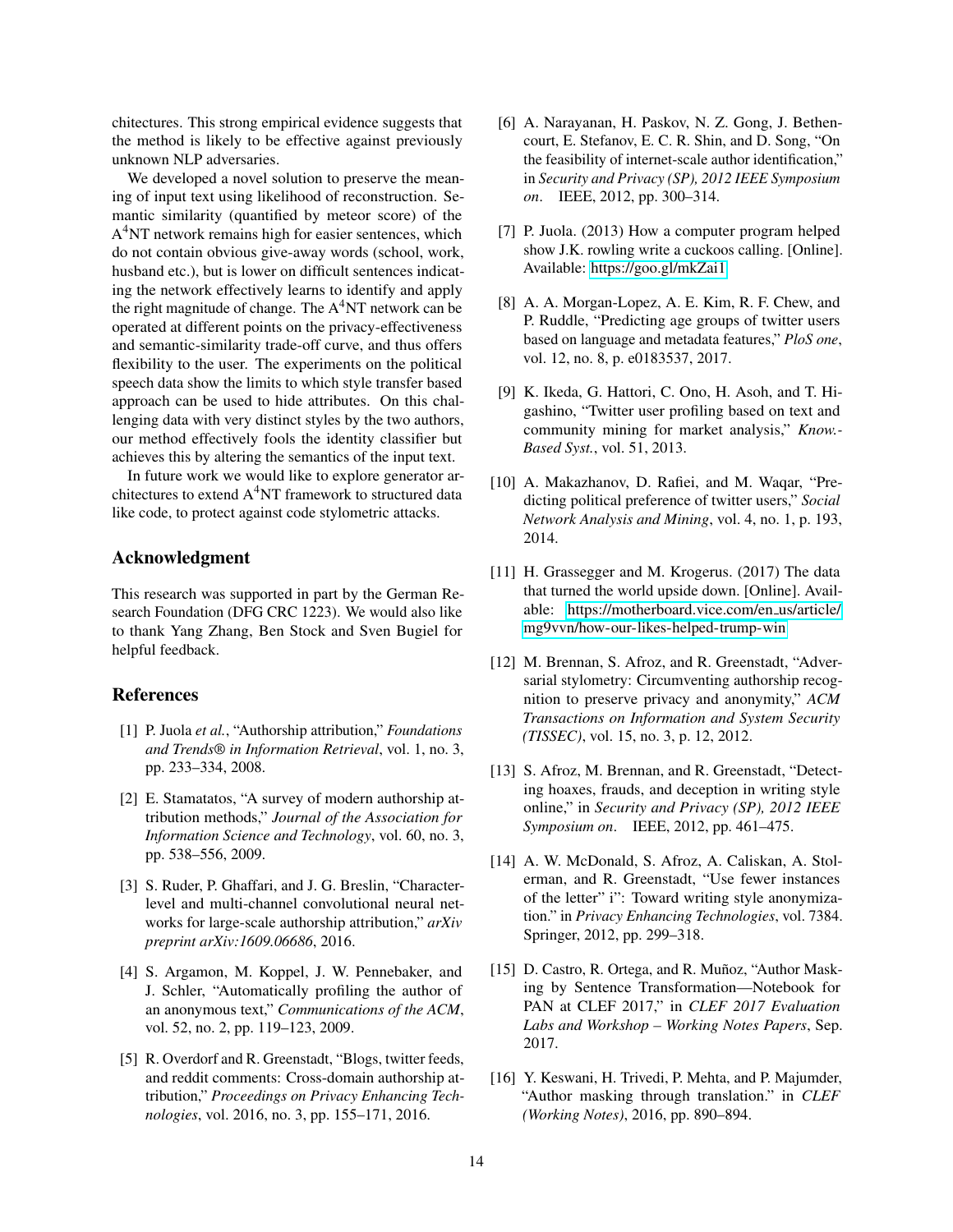chitectures. This strong empirical evidence suggests that the method is likely to be effective against previously unknown NLP adversaries.

We developed a novel solution to preserve the meaning of input text using likelihood of reconstruction. Semantic similarity (quantified by meteor score) of the A$^4$NT network remains high for easier sentences, which do not contain obvious give-away words (school, work, husband etc.), but is lower on difficult sentences indicating the network effectively learns to identify and apply the right magnitude of change. The A$^4$NT network can be operated at different points on the privacy-effectiveness and semantic-similarity trade-off curve, and thus offers flexibility to the user. The experiments on the political speech data show the limits to which style transfer based approach can be used to hide attributes. On this challenging data with very distinct styles by the two authors, our method effectively fools the identity classifier but achieves this by altering the semantics of the input text.

In future work we would like to explore generator architectures to extend A$^4$NT framework to structured data like code, to protect against code stylometric attacks.

## Acknowledgment

This research was supported in part by the German Research Foundation (DFG CRC 1223). We would also like to thank Yang Zhang, Ben Stock and Sven Bugiel for helpful feedback.

## References

[1] P. Juola *et al.*, "Authorship attribution," *Foundations and Trends® in Information Retrieval*, vol. 1, no. 3, pp. 233–334, 2008.

[2] E. Stamatatos, "A survey of modern authorship attribution methods," *Journal of the Association for Information Science and Technology*, vol. 60, no. 3, pp. 538–556, 2009.

[3] S. Ruder, P. Ghaffari, and J. G. Breslin, "Character-level and multi-channel convolutional neural networks for large-scale authorship attribution," *arXiv preprint arXiv:1609.06686*, 2016.

[4] S. Argamon, M. Koppel, J. W. Pennebaker, and J. Schler, "Automatically profiling the author of an anonymous text," *Communications of the ACM*, vol. 52, no. 2, pp. 119–123, 2009.

[5] R. Overdorf and R. Greenstadt, "Blogs, twitter feeds, and reddit comments: Cross-domain authorship attribution," *Proceedings on Privacy Enhancing Technologies*, vol. 2016, no. 3, pp. 155–171, 2016.

[6] A. Narayanan, H. Paskov, N. Z. Gong, J. Bethencourt, E. Stefanov, E. C. R. Shin, and D. Song, "On the feasibility of internet-scale author identification," in *Security and Privacy (SP), 2012 IEEE Symposium on*. IEEE, 2012, pp. 300–314.

[7] P. Juola. (2013) How a computer program helped show J.K. rowling write a cuckoos calling. [Online]. Available: https://goo.gl/mkZai1

[8] A. A. Morgan-Lopez, A. E. Kim, R. F. Chew, and P. Ruddle, "Predicting age groups of twitter users based on language and metadata features," *PloS one*, vol. 12, no. 8, p. e0183537, 2017.

[9] K. Ikeda, G. Hattori, C. Ono, H. Asoh, and T. Higashino, "Twitter user profiling based on text and community mining for market analysis," *Know.-Based Syst.*, vol. 51, 2013.

[10] A. Makazhanov, D. Rafiei, and M. Waqar, "Predicting political preference of twitter users," *Social Network Analysis and Mining*, vol. 4, no. 1, p. 193, 2014.

[11] H. Grassegger and M. Krogerus. (2017) The data that turned the world upside down. [Online]. Available: https://motherboard.vice.com/en_us/article/mg9vvn/how-our-likes-helped-trump-win

[12] M. Brennan, S. Afroz, and R. Greenstadt, "Adversarial stylometry: Circumventing authorship recognition to preserve privacy and anonymity," *ACM Transactions on Information and System Security (TISSEC)*, vol. 15, no. 3, p. 12, 2012.

[13] S. Afroz, M. Brennan, and R. Greenstadt, "Detecting hoaxes, frauds, and deception in writing style online," in *Security and Privacy (SP), 2012 IEEE Symposium on*. IEEE, 2012, pp. 461–475.

[14] A. W. McDonald, S. Afroz, A. Caliskan, A. Stolerman, and R. Greenstadt, "Use fewer instances of the letter" i": Toward writing style anonymization." in *Privacy Enhancing Technologies*, vol. 7384. Springer, 2012, pp. 299–318.

[15] D. Castro, R. Ortega, and R. Muñoz, "Author Masking by Sentence Transformation—Notebook for PAN at CLEF 2017," in *CLEF 2017 Evaluation Labs and Workshop – Working Notes Papers*, Sep. 2017.

[16] Y. Keswani, H. Trivedi, P. Mehta, and P. Majumder, "Author masking through translation." in *CLEF (Working Notes)*, 2016, pp. 890–894.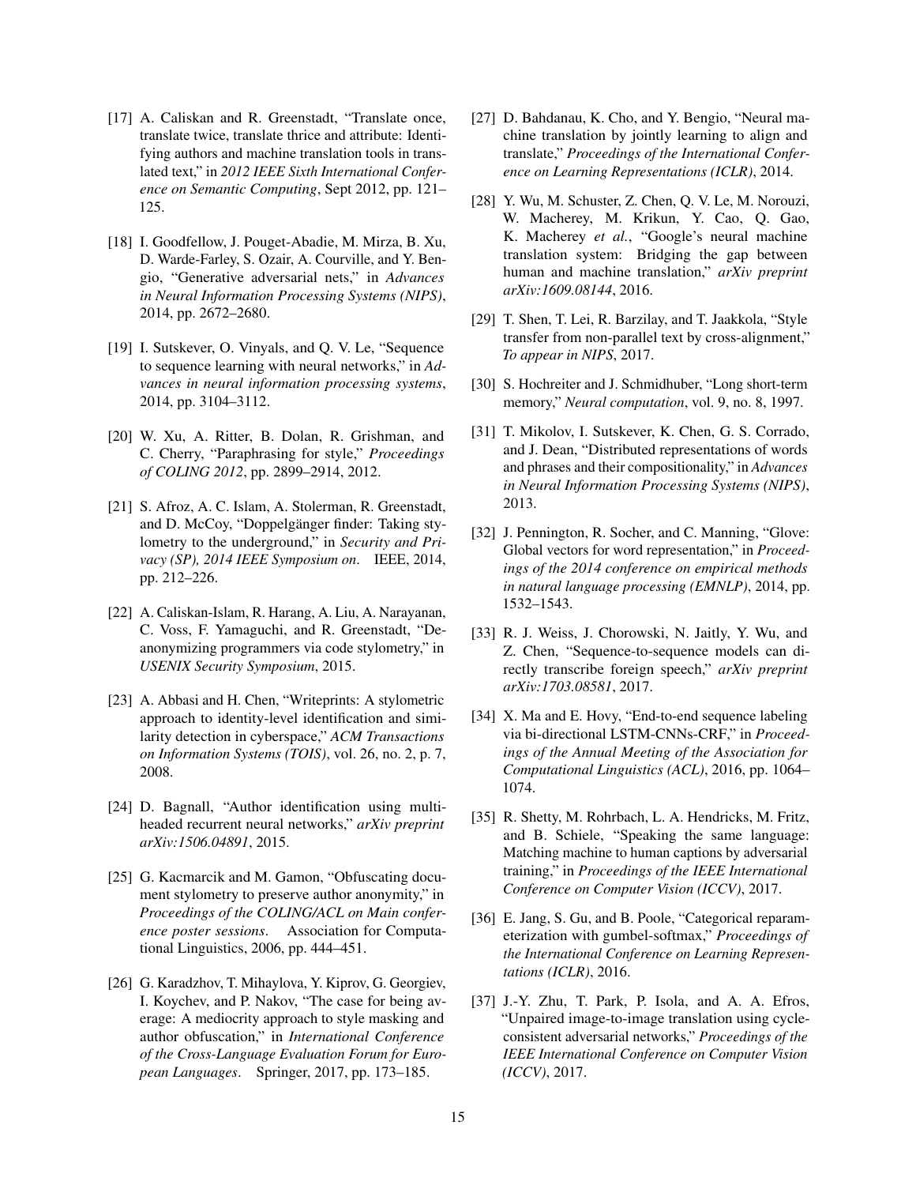[17] A. Caliskan and R. Greenstadt, "Translate once, translate twice, translate thrice and attribute: Identifying authors and machine translation tools in translated text," in *2012 IEEE Sixth International Conference on Semantic Computing*, Sept 2012, pp. 121–125.

[18] I. Goodfellow, J. Pouget-Abadie, M. Mirza, B. Xu, D. Warde-Farley, S. Ozair, A. Courville, and Y. Bengio, "Generative adversarial nets," in *Advances in Neural Information Processing Systems (NIPS)*, 2014, pp. 2672–2680.

[19] I. Sutskever, O. Vinyals, and Q. V. Le, "Sequence to sequence learning with neural networks," in *Advances in neural information processing systems*, 2014, pp. 3104–3112.

[20] W. Xu, A. Ritter, B. Dolan, R. Grishman, and C. Cherry, "Paraphrasing for style," *Proceedings of COLING 2012*, pp. 2899–2914, 2012.

[21] S. Afroz, A. C. Islam, A. Stolerman, R. Greenstadt, and D. McCoy, "Doppelgänger finder: Taking stylometry to the underground," in *Security and Privacy (SP), 2014 IEEE Symposium on*. IEEE, 2014, pp. 212–226.

[22] A. Caliskan-Islam, R. Harang, A. Liu, A. Narayanan, C. Voss, F. Yamaguchi, and R. Greenstadt, "De-anonymizing programmers via code stylometry," in *USENIX Security Symposium*, 2015.

[23] A. Abbasi and H. Chen, "Writeprints: A stylometric approach to identity-level identification and similarity detection in cyberspace," *ACM Transactions on Information Systems (TOIS)*, vol. 26, no. 2, p. 7, 2008.

[24] D. Bagnall, "Author identification using multi-headed recurrent neural networks," *arXiv preprint arXiv:1506.04891*, 2015.

[25] G. Kacmarcik and M. Gamon, "Obfuscating document stylometry to preserve author anonymity," in *Proceedings of the COLING/ACL on Main conference poster sessions*. Association for Computational Linguistics, 2006, pp. 444–451.

[26] G. Karadzhov, T. Mihaylova, Y. Kiprov, G. Georgiev, I. Koychev, and P. Nakov, "The case for being average: A mediocrity approach to style masking and author obfuscation," in *International Conference of the Cross-Language Evaluation Forum for European Languages*. Springer, 2017, pp. 173–185.

[27] D. Bahdanau, K. Cho, and Y. Bengio, "Neural machine translation by jointly learning to align and translate," *Proceedings of the International Conference on Learning Representations (ICLR)*, 2014.

[28] Y. Wu, M. Schuster, Z. Chen, Q. V. Le, M. Norouzi, W. Macherey, M. Krikun, Y. Cao, Q. Gao, K. Macherey *et al.*, "Google's neural machine translation system: Bridging the gap between human and machine translation," *arXiv preprint arXiv:1609.08144*, 2016.

[29] T. Shen, T. Lei, R. Barzilay, and T. Jaakkola, "Style transfer from non-parallel text by cross-alignment," *To appear in NIPS*, 2017.

[30] S. Hochreiter and J. Schmidhuber, "Long short-term memory," *Neural computation*, vol. 9, no. 8, 1997.

[31] T. Mikolov, I. Sutskever, K. Chen, G. S. Corrado, and J. Dean, "Distributed representations of words and phrases and their compositionality," in *Advances in Neural Information Processing Systems (NIPS)*, 2013.

[32] J. Pennington, R. Socher, and C. Manning, "Glove: Global vectors for word representation," in *Proceedings of the 2014 conference on empirical methods in natural language processing (EMNLP)*, 2014, pp. 1532–1543.

[33] R. J. Weiss, J. Chorowski, N. Jaitly, Y. Wu, and Z. Chen, "Sequence-to-sequence models can directly transcribe foreign speech," *arXiv preprint arXiv:1703.08581*, 2017.

[34] X. Ma and E. Hovy, "End-to-end sequence labeling via bi-directional LSTM-CNNs-CRF," in *Proceedings of the Annual Meeting of the Association for Computational Linguistics (ACL)*, 2016, pp. 1064–1074.

[35] R. Shetty, M. Rohrbach, L. A. Hendricks, M. Fritz, and B. Schiele, "Speaking the same language: Matching machine to human captions by adversarial training," in *Proceedings of the IEEE International Conference on Computer Vision (ICCV)*, 2017.

[36] E. Jang, S. Gu, and B. Poole, "Categorical reparameterization with gumbel-softmax," *Proceedings of the International Conference on Learning Representations (ICLR)*, 2016.

[37] J.-Y. Zhu, T. Park, P. Isola, and A. A. Efros, "Unpaired image-to-image translation using cycle-consistent adversarial networks," *Proceedings of the IEEE International Conference on Computer Vision (ICCV)*, 2017.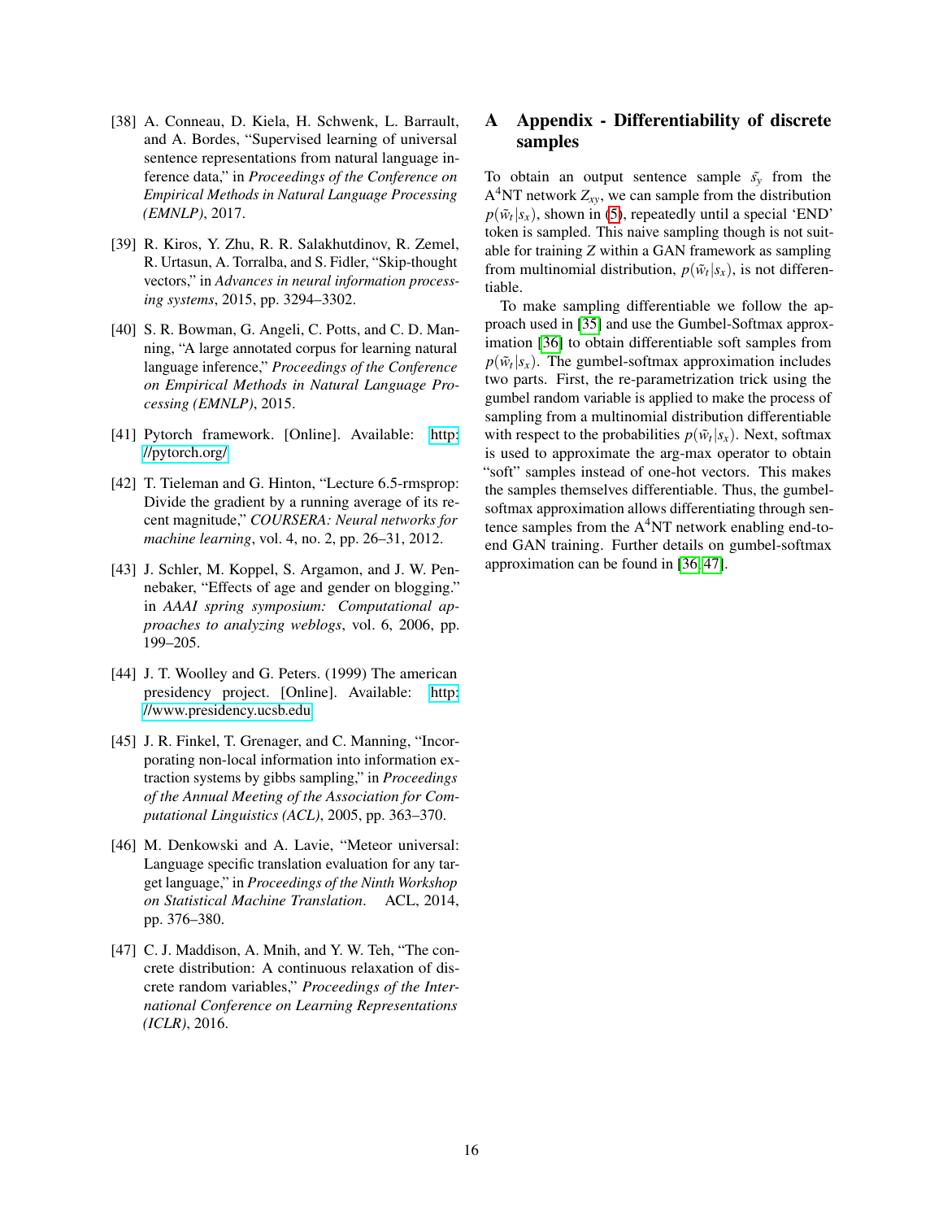[38] A. Conneau, D. Kiela, H. Schwenk, L. Barrault, and A. Bordes, "Supervised learning of universal sentence representations from natural language inference data," in *Proceedings of the Conference on Empirical Methods in Natural Language Processing (EMNLP)*, 2017.

[39] R. Kiros, Y. Zhu, R. R. Salakhutdinov, R. Zemel, R. Urtasun, A. Torralba, and S. Fidler, "Skip-thought vectors," in *Advances in neural information processing systems*, 2015, pp. 3294–3302.

[40] S. R. Bowman, G. Angeli, C. Potts, and C. D. Manning, "A large annotated corpus for learning natural language inference," *Proceedings of the Conference on Empirical Methods in Natural Language Processing (EMNLP)*, 2015.

[41] Pytorch framework. [Online]. Available: http://pytorch.org/

[42] T. Tieleman and G. Hinton, "Lecture 6.5-rmsprop: Divide the gradient by a running average of its recent magnitude," *COURSERA: Neural networks for machine learning*, vol. 4, no. 2, pp. 26–31, 2012.

[43] J. Schler, M. Koppel, S. Argamon, and J. W. Pennebaker, "Effects of age and gender on blogging." in *AAAI spring symposium: Computational approaches to analyzing weblogs*, vol. 6, 2006, pp. 199–205.

[44] J. T. Woolley and G. Peters. (1999) The american presidency project. [Online]. Available: http://www.presidency.ucsb.edu

[45] J. R. Finkel, T. Grenager, and C. Manning, "Incorporating non-local information into information extraction systems by gibbs sampling," in *Proceedings of the Annual Meeting of the Association for Computational Linguistics (ACL)*, 2005, pp. 363–370.

[46] M. Denkowski and A. Lavie, "Meteor universal: Language specific translation evaluation for any target language," in *Proceedings of the Ninth Workshop on Statistical Machine Translation*. ACL, 2014, pp. 376–380.

[47] C. J. Maddison, A. Mnih, and Y. W. Teh, "The concrete distribution: A continuous relaxation of discrete random variables," *Proceedings of the International Conference on Learning Representations (ICLR)*, 2016.

# A Appendix - Differentiability of discrete samples

To obtain an output sentence sample $\tilde{s}_y$ from the A$^4$NT network $Z_{xy}$, we can sample from the distribution $p(\tilde{w}_t|s_x)$, shown in (5), repeatedly until a special 'END' token is sampled. This naive sampling though is not suitable for training $Z$ within a GAN framework as sampling from multinomial distribution, $p(\tilde{w}_t|s_x)$, is not differentiable.

To make sampling differentiable we follow the approach used in [35] and use the Gumbel-Softmax approximation [36] to obtain differentiable soft samples from $p(\tilde{w}_t|s_x)$. The gumbel-softmax approximation includes two parts. First, the re-parametrization trick using the gumbel random variable is applied to make the process of sampling from a multinomial distribution differentiable with respect to the probabilities $p(\tilde{w}_t|s_x)$. Next, softmax is used to approximate the arg-max operator to obtain "soft" samples instead of one-hot vectors. This makes the samples themselves differentiable. Thus, the gumbel-softmax approximation allows differentiating through sentence samples from the A$^4$NT network enabling end-to-end GAN training. Further details on gumbel-softmax approximation can be found in [36, 47].